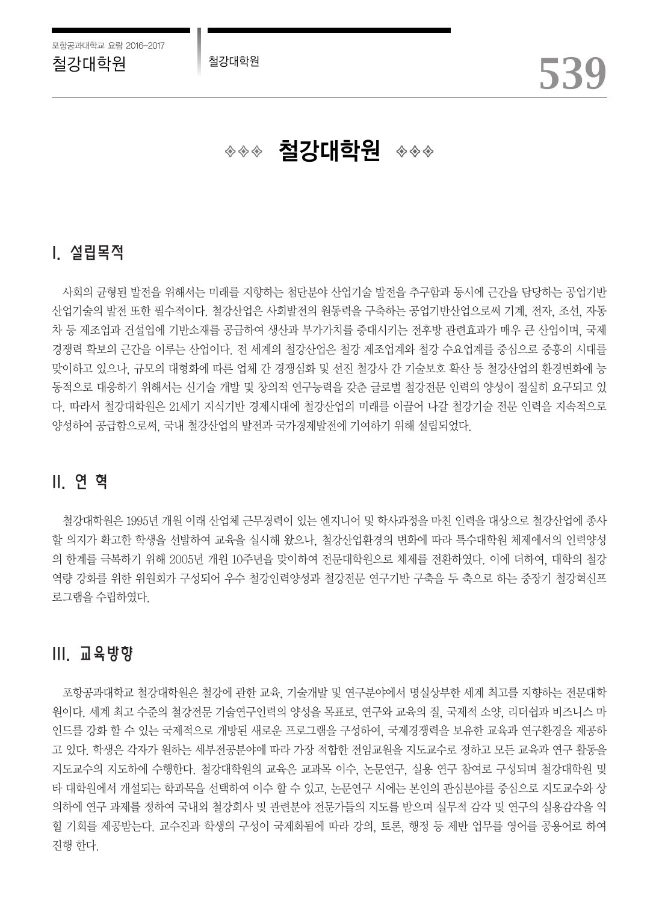# ◈◈◈ 철강대학원 ◈◈◈

## I. 설립목적

사회의 균형된 발전을 위해서는 미래를 지향하는 첨단분야 산업기술 발전을 추구함과 동시에 근간을 담당하는 공업기반 산업기술의 발전 또한 필수적이다. 철강산업은 사회발전의 원동력을 구축하는 공업기반산업으로써 기계, 전자, 조선, 자동차 등 제조업과 건설업에 기반소재를 공급하여 생산과 부가가치를 증대시키는 전후방 관련효과가 매우 큰 산업이며, 국제 경쟁력 확보의 근간을 이루는 산업이다. 전 세계의 철강산업은 철강 제조업계와 철강 수요업계를 중심으로 중흥의 시대를 맞이하고 있으나, 규모의 대형화에 따른 업체 간 경쟁심화 및 선진 철강사 간 기술보호 확산 등 철강산업의 환경변화에 능동적으로 대응하기 위해서는 신기술 개발 및 창의적 연구능력을 갖춘 글로벌 철강전문 인력의 양성이 절실히 요구되고 있다. 따라서 철강대학원은 21세기 지식기반 경제시대에 철강산업의 미래를 이끌어 나갈 철강기술 전문 인력을 지속적으로 양성하여 공급함으로써, 국내 철강산업의 발전과 국가경제발전에 기여하기 위해 설립되었다.

## II. 연 혁

철강대학원은 1995년 개원 이래 산업체 근무경력이 있는 엔지니어 및 학사과정을 마친 인력을 대상으로 철강산업에 종사할 의지가 확고한 학생을 선발하여 교육을 실시해 왔으나, 철강산업환경의 변화에 따라 특수대학원 체제에서의 인력양성의 한계를 극복하기 위해 2005년 개원 10주년을 맞이하여 전문대학원으로 체제를 전환하였다. 이에 더하여, 대학의 철강 역량 강화를 위한 위원회가 구성되어 우수 철강인력양성과 철강전문 연구기반 구축을 두 축으로 하는 중장기 철강혁신프로그램을 수립하였다.

## III. 교육방향

포항공과대학교 철강대학원은 철강에 관한 교육, 기술개발 및 연구분야에서 명실상부한 세계 최고를 지향하는 전문대학원이다. 세계 최고 수준의 철강전문 기술연구인력의 양성을 목표로, 연구와 교육의 질, 국제적 소양, 리더십과 비즈니스 마인드를 강화 할 수 있는 국제적으로 개방된 새로운 프로그램을 구성하여, 국제경쟁력을 보유한 교육과 연구환경을 제공하고 있다. 학생은 각자가 원하는 세부전공분야에 따라 가장 적합한 전임교원을 지도교수로 정하고 모든 교육과 연구 활동을 지도교수의 지도하에 수행한다. 철강대학원의 교육은 교과목 이수, 논문연구, 실용 연구 참여로 구성되며 철강대학원 및 타 대학원에서 개설되는 학과목을 선택하여 이수 할 수 있고, 논문연구 시에는 본인의 관심분야를 중심으로 지도교수와 상의하에 연구 과제를 정하여 국내외 철강회사 및 관련분야 전문가들의 지도를 받으며 실무적 감각 및 연구의 실용감각을 익힐 기회를 제공받는다. 교수진과 학생의 구성이 국제화됨에 따라 강의, 토론, 행정 등 제반 업무를 영어를 공용어로 하여 진행 한다.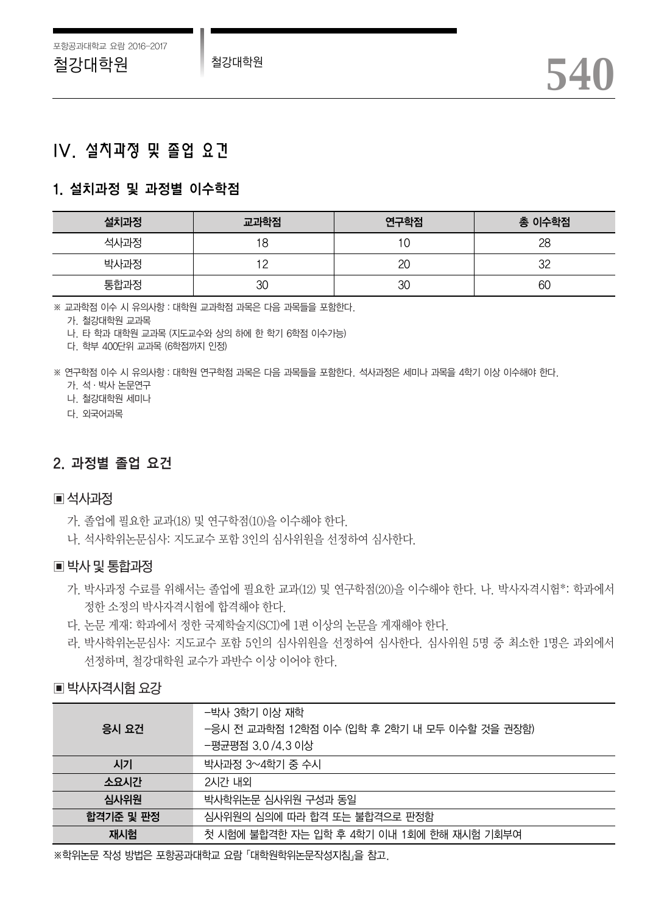# IV. 설치과정 및 졸업 요건

## 1. 설치과정 및 과정별 이수학점

| 설치과정 | 교과학점 | 연구학점 | 총 이수학점 |
|---|---|---|---|
| 석사과정 | 18 | 10 | 28 |
| 박사과정 | 12 | 20 | 32 |
| 통합과정 | 30 | 30 | 60 |

※ 교과학점 이수 시 유의사항 : 대학원 교과학점 과목은 다음 과목들을 포함한다.

가. 철강대학원 교과목
나. 타 학과 대학원 교과목 (지도교수와 상의 하에 한 학기 6학점 이수가능)
다. 학부 400단위 교과목 (6학점까지 인정)

※ 연구학점 이수 시 유의사항 : 대학원 연구학점 과목은 다음 과목들을 포함한다. 석사과정은 세미나 과목을 4학기 이상 이수해야 한다.

가. 석 · 박사 논문연구
나. 철강대학원 세미나
다. 외국어과목

## 2. 과정별 졸업 요건

### ▣ 석사과정

가. 졸업에 필요한 교과(18) 및 연구학점(10)을 이수해야 한다.
나. 석사학위논문심사: 지도교수 포함 3인의 심사위원을 선정하여 심사한다.

### ▣ 박사 및 통합과정

가. 박사과정 수료를 위해서는 졸업에 필요한 교과(12) 및 연구학점(20)을 이수해야 한다. 나. 박사자격시험*: 학과에서 정한 소정의 박사자격시험에 합격해야 한다.
다. 논문 게재: 학과에서 정한 국제학술지(SCI)에 1편 이상의 논문을 게재해야 한다.
라. 박사학위논문심사: 지도교수 포함 5인의 심사위원을 선정하여 심사한다. 심사위원 5명 중 최소한 1명은 과외에서 선정하며, 철강대학원 교수가 과반수 이상 이어야 한다.

### ▣ 박사자격시험 요강

| 구분 | 내용 |
|---|---|
| 응시 요건 | -박사 3학기 이상 재학<br>-응시 전 교과학점 12학점 이수 (입학 후 2학기 내 모두 이수할 것을 권장함)<br>-평균평점 3.0 /4.3 이상 |
| 시기 | 박사과정 3~4학기 중 수시 |
| 소요시간 | 2시간 내외 |
| 심사위원 | 박사학위논문 심사위원 구성과 동일 |
| 합격기준 및 판정 | 심사위원의 심의에 따라 합격 또는 불합격으로 판정함 |
| 재시험 | 첫 시험에 불합격한 자는 입학 후 4학기 이내 1회에 한해 재시험 기회부여 |

※학위논문 작성 방법은 포항공과대학교 요람 「대학원학위논문작성지침」을 참고.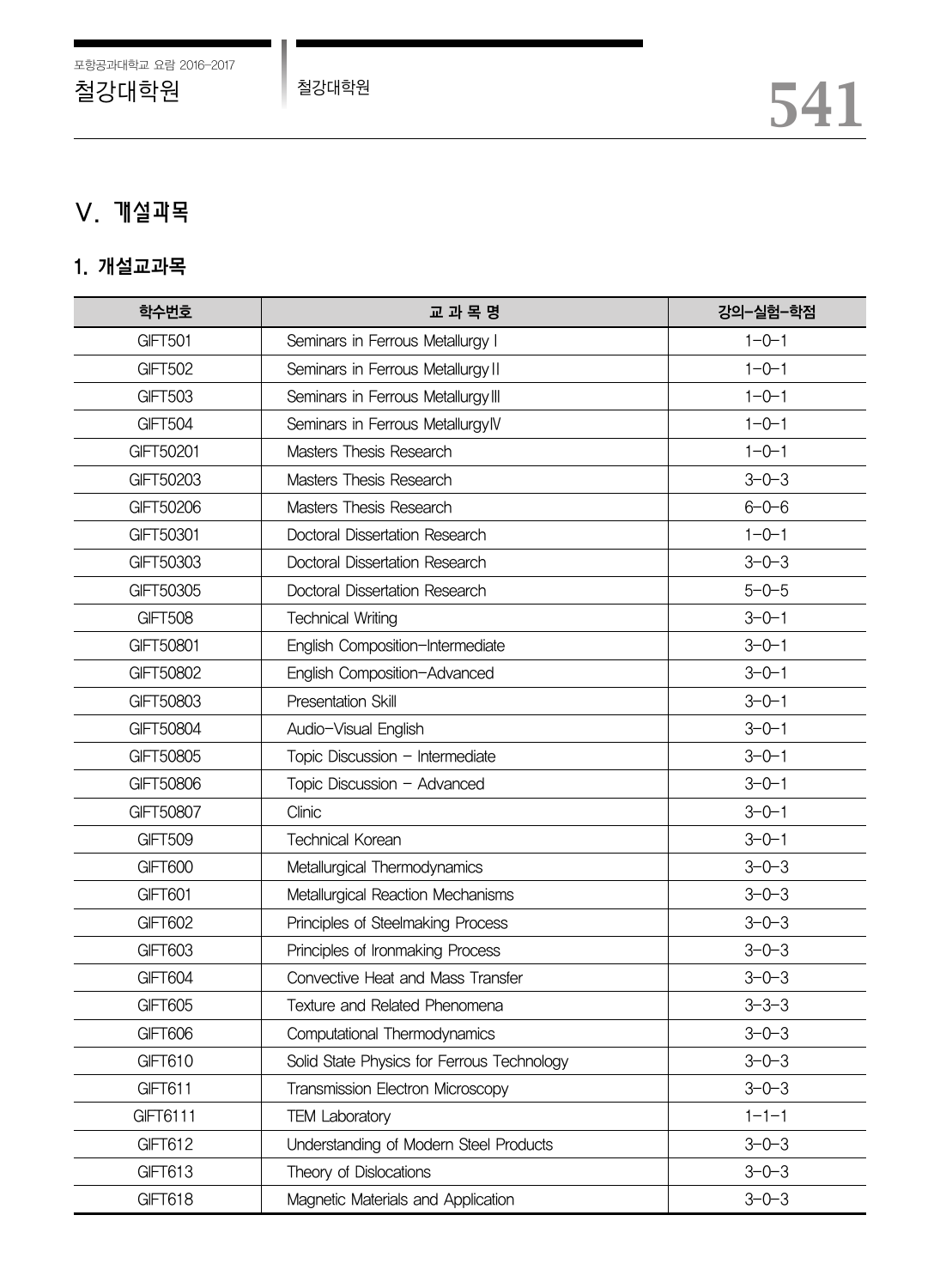## V. 개설과목

### 1. 개설교과목

| 학수번호 | 교 과 목 명 | 강의-실험-학점 |
|---|---|---|
| GIFT501 | Seminars in Ferrous Metallurgy I | 1-0-1 |
| GIFT502 | Seminars in Ferrous Metallurgy II | 1-0-1 |
| GIFT503 | Seminars in Ferrous Metallurgy III | 1-0-1 |
| GIFT504 | Seminars in Ferrous Metallurgy IV | 1-0-1 |
| GIFT50201 | Masters Thesis Research | 1-0-1 |
| GIFT50203 | Masters Thesis Research | 3-0-3 |
| GIFT50206 | Masters Thesis Research | 6-0-6 |
| GIFT50301 | Doctoral Dissertation Research | 1-0-1 |
| GIFT50303 | Doctoral Dissertation Research | 3-0-3 |
| GIFT50305 | Doctoral Dissertation Research | 5-0-5 |
| GIFT508 | Technical Writing | 3-0-1 |
| GIFT50801 | English Composition-Intermediate | 3-0-1 |
| GIFT50802 | English Composition-Advanced | 3-0-1 |
| GIFT50803 | Presentation Skill | 3-0-1 |
| GIFT50804 | Audio-Visual English | 3-0-1 |
| GIFT50805 | Topic Discussion - Intermediate | 3-0-1 |
| GIFT50806 | Topic Discussion - Advanced | 3-0-1 |
| GIFT50807 | Clinic | 3-0-1 |
| GIFT509 | Technical Korean | 3-0-1 |
| GIFT600 | Metallurgical Thermodynamics | 3-0-3 |
| GIFT601 | Metallurgical Reaction Mechanisms | 3-0-3 |
| GIFT602 | Principles of Steelmaking Process | 3-0-3 |
| GIFT603 | Principles of Ironmaking Process | 3-0-3 |
| GIFT604 | Convective Heat and Mass Transfer | 3-0-3 |
| GIFT605 | Texture and Related Phenomena | 3-3-3 |
| GIFT606 | Computational Thermodynamics | 3-0-3 |
| GIFT610 | Solid State Physics for Ferrous Technology | 3-0-3 |
| GIFT611 | Transmission Electron Microscopy | 3-0-3 |
| GIFT6111 | TEM Laboratory | 1-1-1 |
| GIFT612 | Understanding of Modern Steel Products | 3-0-3 |
| GIFT613 | Theory of Dislocations | 3-0-3 |
| GIFT618 | Magnetic Materials and Application | 3-0-3 |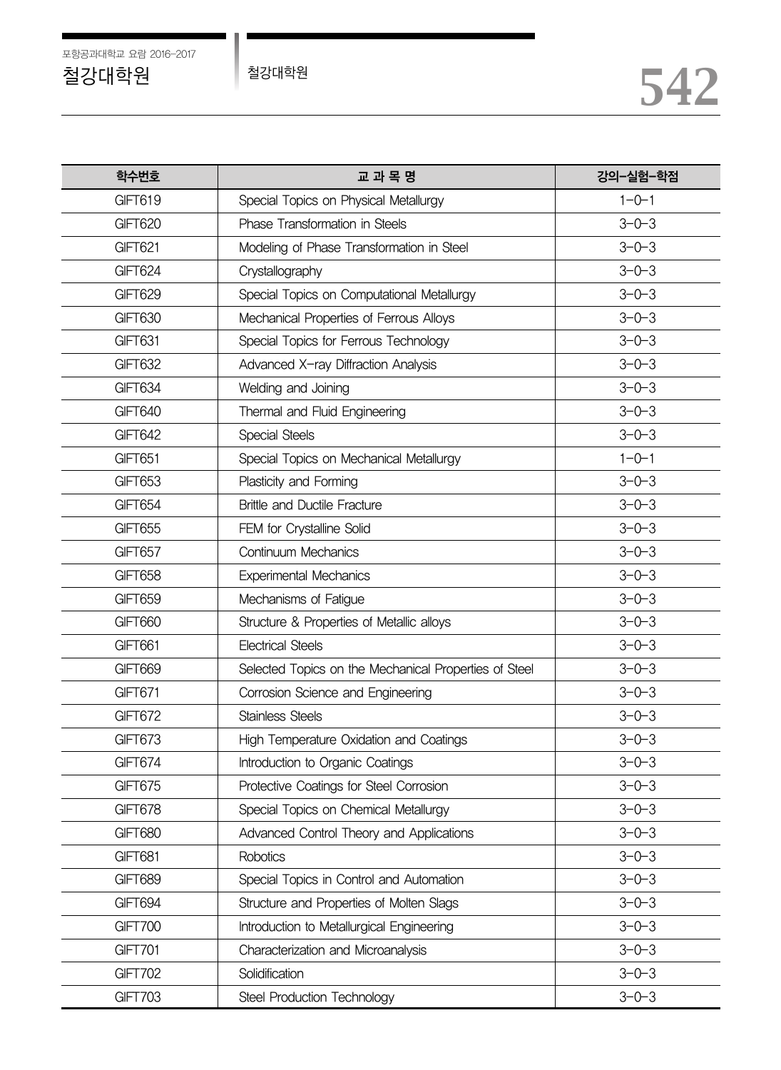| 학수번호 | 교 과 목 명 | 강의–실험–학점 |
|---|---|---|
| GIFT619 | Special Topics on Physical Metallurgy | 1–0–1 |
| GIFT620 | Phase Transformation in Steels | 3–0–3 |
| GIFT621 | Modeling of Phase Transformation in Steel | 3–0–3 |
| GIFT624 | Crystallography | 3–0–3 |
| GIFT629 | Special Topics on Computational Metallurgy | 3–0–3 |
| GIFT630 | Mechanical Properties of Ferrous Alloys | 3–0–3 |
| GIFT631 | Special Topics for Ferrous Technology | 3–0–3 |
| GIFT632 | Advanced X–ray Diffraction Analysis | 3–0–3 |
| GIFT634 | Welding and Joining | 3–0–3 |
| GIFT640 | Thermal and Fluid Engineering | 3–0–3 |
| GIFT642 | Special Steels | 3–0–3 |
| GIFT651 | Special Topics on Mechanical Metallurgy | 1–0–1 |
| GIFT653 | Plasticity and Forming | 3–0–3 |
| GIFT654 | Brittle and Ductile Fracture | 3–0–3 |
| GIFT655 | FEM for Crystalline Solid | 3–0–3 |
| GIFT657 | Continuum Mechanics | 3–0–3 |
| GIFT658 | Experimental Mechanics | 3–0–3 |
| GIFT659 | Mechanisms of Fatigue | 3–0–3 |
| GIFT660 | Structure & Properties of Metallic alloys | 3–0–3 |
| GIFT661 | Electrical Steels | 3–0–3 |
| GIFT669 | Selected Topics on the Mechanical Properties of Steel | 3–0–3 |
| GIFT671 | Corrosion Science and Engineering | 3–0–3 |
| GIFT672 | Stainless Steels | 3–0–3 |
| GIFT673 | High Temperature Oxidation and Coatings | 3–0–3 |
| GIFT674 | Introduction to Organic Coatings | 3–0–3 |
| GIFT675 | Protective Coatings for Steel Corrosion | 3–0–3 |
| GIFT678 | Special Topics on Chemical Metallurgy | 3–0–3 |
| GIFT680 | Advanced Control Theory and Applications | 3–0–3 |
| GIFT681 | Robotics | 3–0–3 |
| GIFT689 | Special Topics in Control and Automation | 3–0–3 |
| GIFT694 | Structure and Properties of Molten Slags | 3–0–3 |
| GIFT700 | Introduction to Metallurgical Engineering | 3–0–3 |
| GIFT701 | Characterization and Microanalysis | 3–0–3 |
| GIFT702 | Solidification | 3–0–3 |
| GIFT703 | Steel Production Technology | 3–0–3 |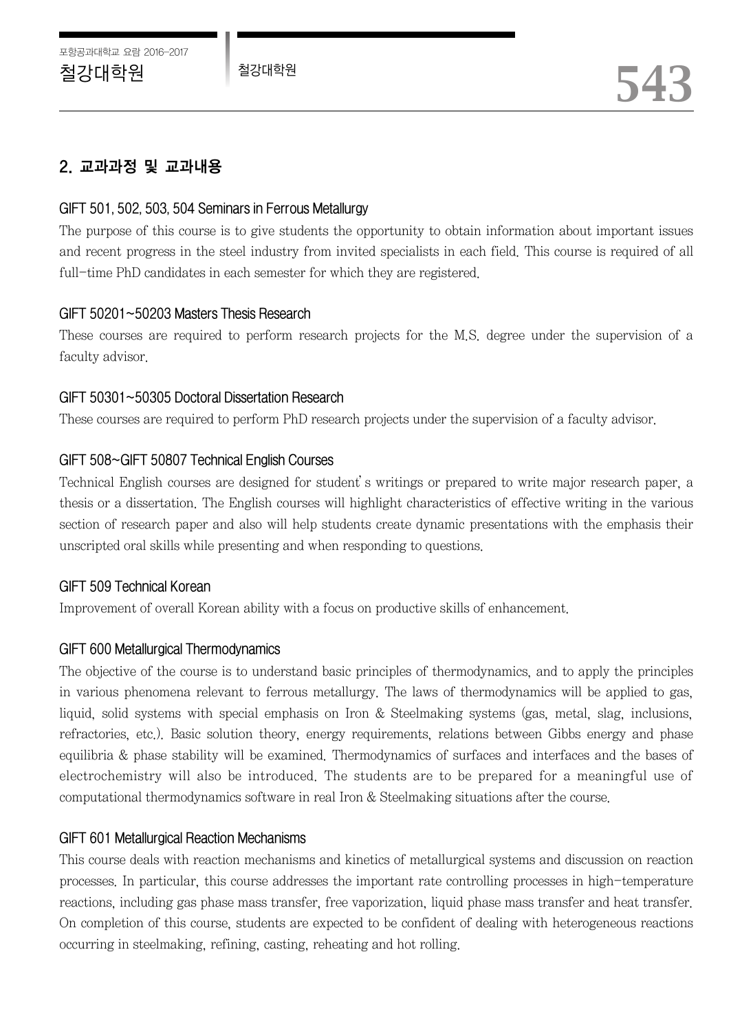## 2. 교과과정 및 교과내용

### GIFT 501, 502, 503, 504 Seminars in Ferrous Metallurgy

The purpose of this course is to give students the opportunity to obtain information about important issues and recent progress in the steel industry from invited specialists in each field. This course is required of all full-time PhD candidates in each semester for which they are registered.

### GIFT 50201~50203 Masters Thesis Research

These courses are required to perform research projects for the M.S. degree under the supervision of a faculty advisor.

### GIFT 50301~50305 Doctoral Dissertation Research

These courses are required to perform PhD research projects under the supervision of a faculty advisor.

### GIFT 508~GIFT 50807 Technical English Courses

Technical English courses are designed for student's writings or prepared to write major research paper, a thesis or a dissertation. The English courses will highlight characteristics of effective writing in the various section of research paper and also will help students create dynamic presentations with the emphasis their unscripted oral skills while presenting and when responding to questions.

### GIFT 509 Technical Korean

Improvement of overall Korean ability with a focus on productive skills of enhancement.

### GIFT 600 Metallurgical Thermodynamics

The objective of the course is to understand basic principles of thermodynamics, and to apply the principles in various phenomena relevant to ferrous metallurgy. The laws of thermodynamics will be applied to gas, liquid, solid systems with special emphasis on Iron & Steelmaking systems (gas, metal, slag, inclusions, refractories, etc.). Basic solution theory, energy requirements, relations between Gibbs energy and phase equilibria & phase stability will be examined. Thermodynamics of surfaces and interfaces and the bases of electrochemistry will also be introduced. The students are to be prepared for a meaningful use of computational thermodynamics software in real Iron & Steelmaking situations after the course.

### GIFT 601 Metallurgical Reaction Mechanisms

This course deals with reaction mechanisms and kinetics of metallurgical systems and discussion on reaction processes. In particular, this course addresses the important rate controlling processes in high-temperature reactions, including gas phase mass transfer, free vaporization, liquid phase mass transfer and heat transfer. On completion of this course, students are expected to be confident of dealing with heterogeneous reactions occurring in steelmaking, refining, casting, reheating and hot rolling.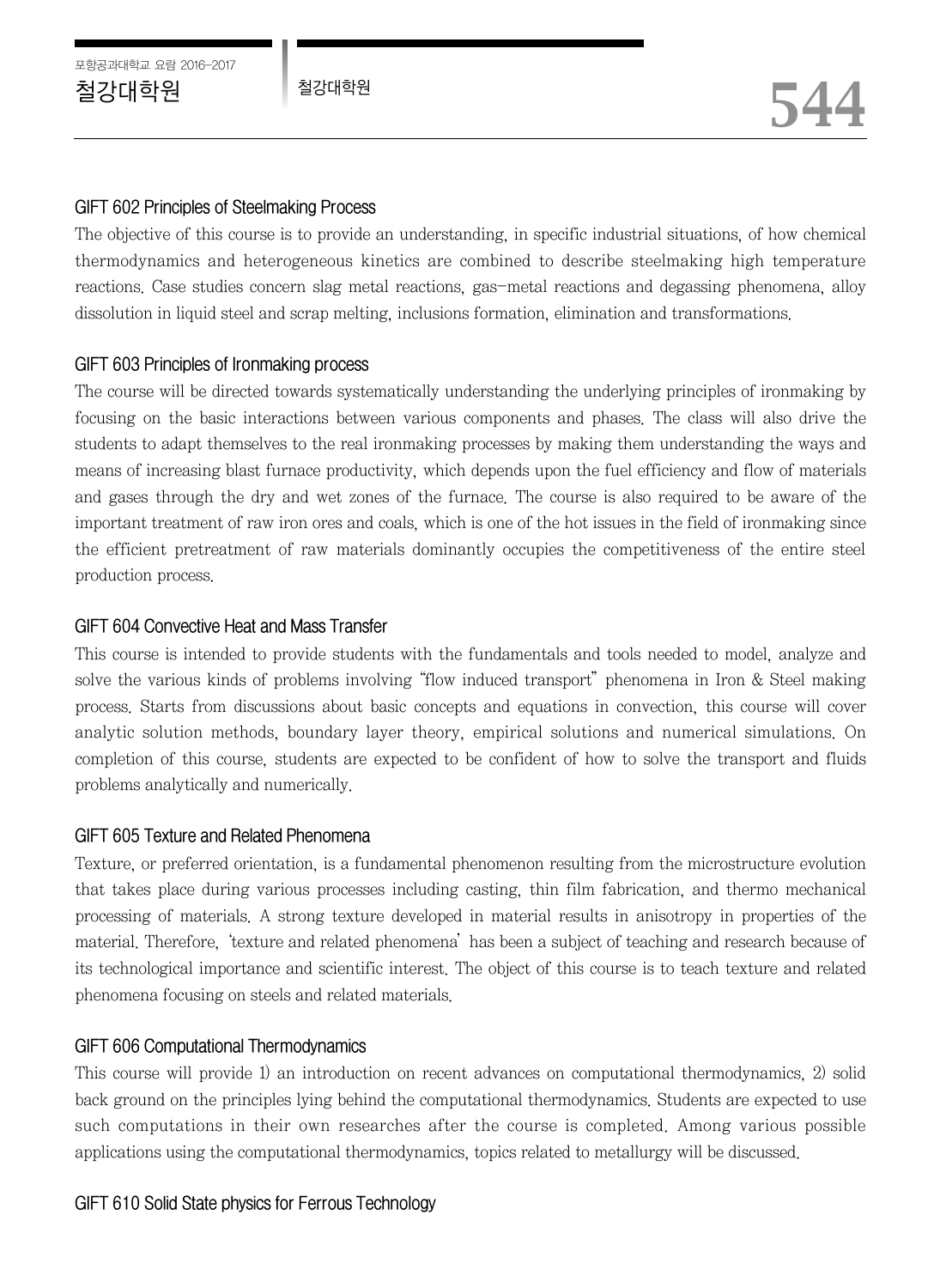### GIFT 602 Principles of Steelmaking Process

The objective of this course is to provide an understanding, in specific industrial situations, of how chemical thermodynamics and heterogeneous kinetics are combined to describe steelmaking high temperature reactions. Case studies concern slag metal reactions, gas-metal reactions and degassing phenomena, alloy dissolution in liquid steel and scrap melting, inclusions formation, elimination and transformations.

### GIFT 603 Principles of Ironmaking process

The course will be directed towards systematically understanding the underlying principles of ironmaking by focusing on the basic interactions between various components and phases. The class will also drive the students to adapt themselves to the real ironmaking processes by making them understanding the ways and means of increasing blast furnace productivity, which depends upon the fuel efficiency and flow of materials and gases through the dry and wet zones of the furnace. The course is also required to be aware of the important treatment of raw iron ores and coals, which is one of the hot issues in the field of ironmaking since the efficient pretreatment of raw materials dominantly occupies the competitiveness of the entire steel production process.

### GIFT 604 Convective Heat and Mass Transfer

This course is intended to provide students with the fundamentals and tools needed to model, analyze and solve the various kinds of problems involving "flow induced transport" phenomena in Iron & Steel making process. Starts from discussions about basic concepts and equations in convection, this course will cover analytic solution methods, boundary layer theory, empirical solutions and numerical simulations. On completion of this course, students are expected to be confident of how to solve the transport and fluids problems analytically and numerically.

### GIFT 605 Texture and Related Phenomena

Texture, or preferred orientation, is a fundamental phenomenon resulting from the microstructure evolution that takes place during various processes including casting, thin film fabrication, and thermo mechanical processing of materials. A strong texture developed in material results in anisotropy in properties of the material. Therefore, 'texture and related phenomena' has been a subject of teaching and research because of its technological importance and scientific interest. The object of this course is to teach texture and related phenomena focusing on steels and related materials.

### GIFT 606 Computational Thermodynamics

This course will provide 1) an introduction on recent advances on computational thermodynamics, 2) solid back ground on the principles lying behind the computational thermodynamics. Students are expected to use such computations in their own researches after the course is completed. Among various possible applications using the computational thermodynamics, topics related to metallurgy will be discussed.

### GIFT 610 Solid State physics for Ferrous Technology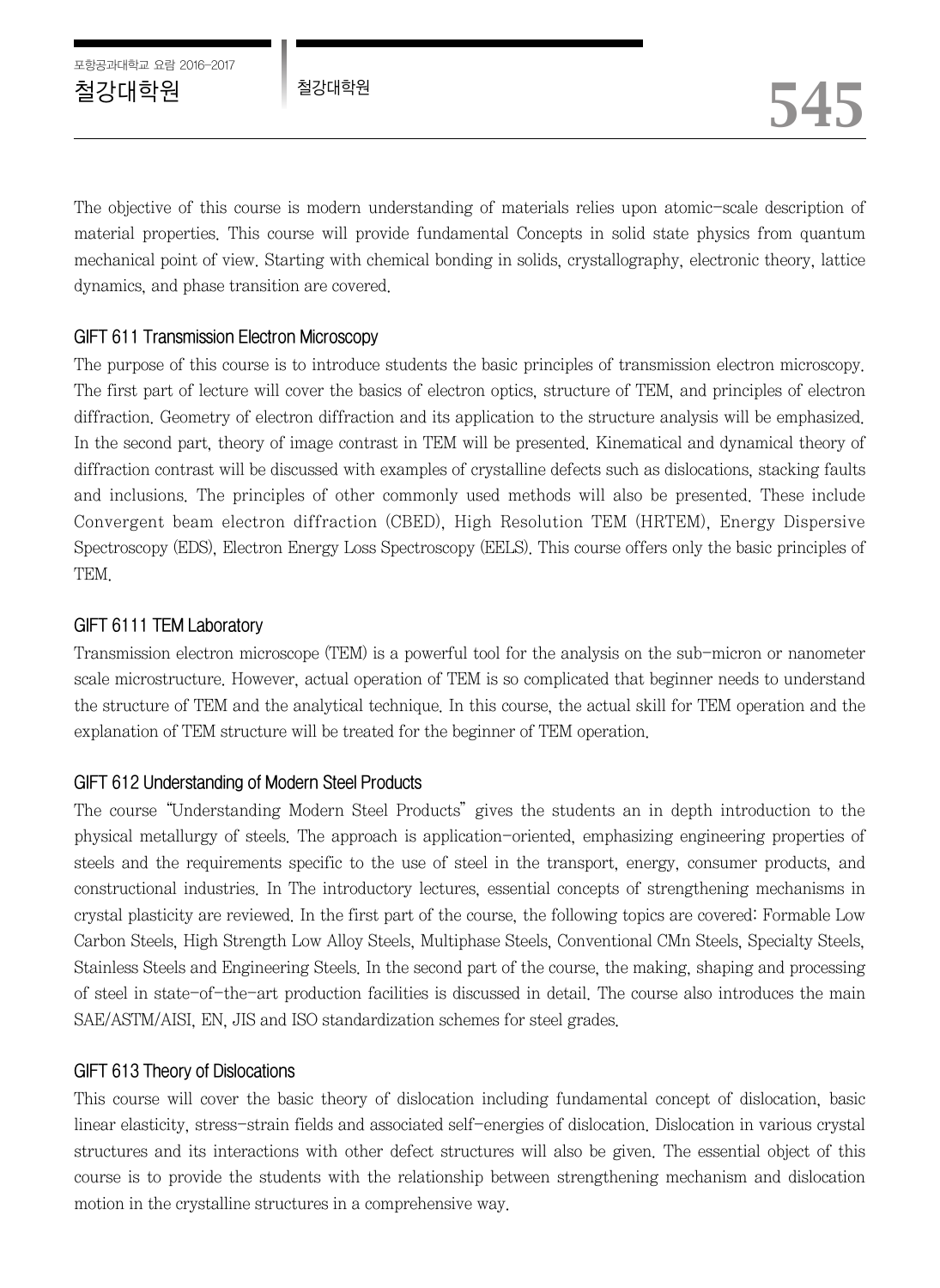The objective of this course is modern understanding of materials relies upon atomic-scale description of material properties. This course will provide fundamental Concepts in solid state physics from quantum mechanical point of view. Starting with chemical bonding in solids, crystallography, electronic theory, lattice dynamics, and phase transition are covered.

### GIFT 611 Transmission Electron Microscopy

The purpose of this course is to introduce students the basic principles of transmission electron microscopy. The first part of lecture will cover the basics of electron optics, structure of TEM, and principles of electron diffraction. Geometry of electron diffraction and its application to the structure analysis will be emphasized. In the second part, theory of image contrast in TEM will be presented. Kinematical and dynamical theory of diffraction contrast will be discussed with examples of crystalline defects such as dislocations, stacking faults and inclusions. The principles of other commonly used methods will also be presented. These include Convergent beam electron diffraction (CBED), High Resolution TEM (HRTEM), Energy Dispersive Spectroscopy (EDS), Electron Energy Loss Spectroscopy (EELS). This course offers only the basic principles of TEM.

### GIFT 6111 TEM Laboratory

Transmission electron microscope (TEM) is a powerful tool for the analysis on the sub-micron or nanometer scale microstructure. However, actual operation of TEM is so complicated that beginner needs to understand the structure of TEM and the analytical technique. In this course, the actual skill for TEM operation and the explanation of TEM structure will be treated for the beginner of TEM operation.

### GIFT 612 Understanding of Modern Steel Products

The course "Understanding Modern Steel Products" gives the students an in depth introduction to the physical metallurgy of steels. The approach is application-oriented, emphasizing engineering properties of steels and the requirements specific to the use of steel in the transport, energy, consumer products, and constructional industries. In The introductory lectures, essential concepts of strengthening mechanisms in crystal plasticity are reviewed. In the first part of the course, the following topics are covered: Formable Low Carbon Steels, High Strength Low Alloy Steels, Multiphase Steels, Conventional CMn Steels, Specialty Steels, Stainless Steels and Engineering Steels. In the second part of the course, the making, shaping and processing of steel in state-of-the-art production facilities is discussed in detail. The course also introduces the main SAE/ASTM/AISI, EN, JIS and ISO standardization schemes for steel grades.

### GIFT 613 Theory of Dislocations

This course will cover the basic theory of dislocation including fundamental concept of dislocation, basic linear elasticity, stress-strain fields and associated self-energies of dislocation. Dislocation in various crystal structures and its interactions with other defect structures will also be given. The essential object of this course is to provide the students with the relationship between strengthening mechanism and dislocation motion in the crystalline structures in a comprehensive way.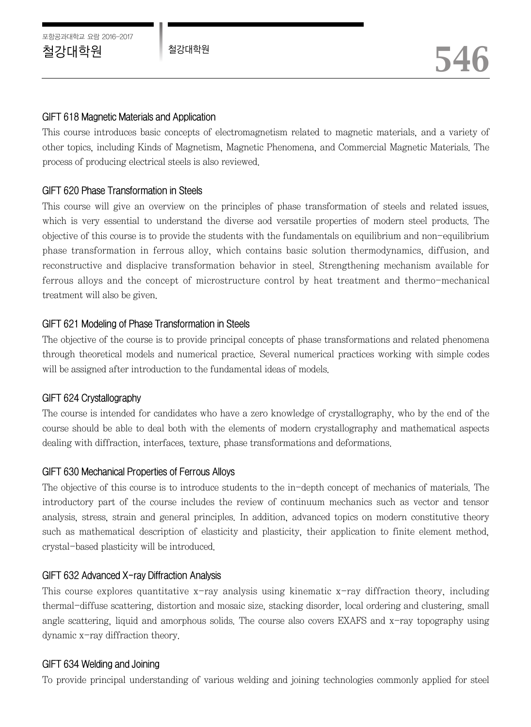### GIFT 618 Magnetic Materials and Application

This course introduces basic concepts of electromagnetism related to magnetic materials, and a variety of other topics, including Kinds of Magnetism, Magnetic Phenomena, and Commercial Magnetic Materials. The process of producing electrical steels is also reviewed.

### GIFT 620 Phase Transformation in Steels

This course will give an overview on the principles of phase transformation of steels and related issues, which is very essential to understand the diverse aod versatile properties of modern steel products. The objective of this course is to provide the students with the fundamentals on equilibrium and non-equilibrium phase transformation in ferrous alloy, which contains basic solution thermodynamics, diffusion, and reconstructive and displacive transformation behavior in steel. Strengthening mechanism available for ferrous alloys and the concept of microstructure control by heat treatment and thermo-mechanical treatment will also be given.

### GIFT 621 Modeling of Phase Transformation in Steels

The objective of the course is to provide principal concepts of phase transformations and related phenomena through theoretical models and numerical practice. Several numerical practices working with simple codes will be assigned after introduction to the fundamental ideas of models.

### GIFT 624 Crystallography

The course is intended for candidates who have a zero knowledge of crystallography, who by the end of the course should be able to deal both with the elements of modern crystallography and mathematical aspects dealing with diffraction, interfaces, texture, phase transformations and deformations.

### GIFT 630 Mechanical Properties of Ferrous Alloys

The objective of this course is to introduce students to the in-depth concept of mechanics of materials. The introductory part of the course includes the review of continuum mechanics such as vector and tensor analysis, stress, strain and general principles. In addition, advanced topics on modern constitutive theory such as mathematical description of elasticity and plasticity, their application to finite element method, crystal-based plasticity will be introduced.

### GIFT 632 Advanced X-ray Diffraction Analysis

This course explores quantitative x-ray analysis using kinematic x-ray diffraction theory, including thermal-diffuse scattering, distortion and mosaic size, stacking disorder, local ordering and clustering, small angle scattering, liquid and amorphous solids. The course also covers EXAFS and x-ray topography using dynamic x-ray diffraction theory.

### GIFT 634 Welding and Joining

To provide principal understanding of various welding and joining technologies commonly applied for steel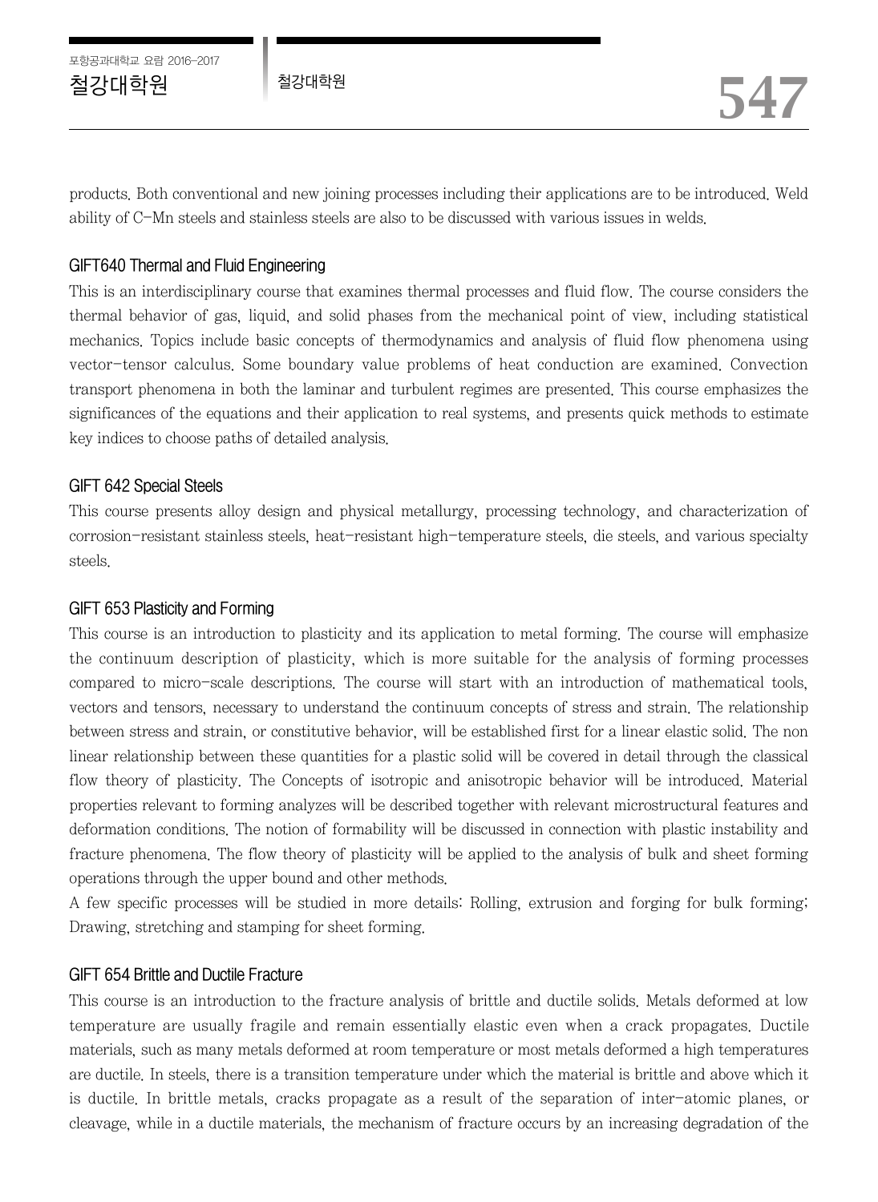products. Both conventional and new joining processes including their applications are to be introduced. Weld ability of C-Mn steels and stainless steels are also to be discussed with various issues in welds.

### GIFT640 Thermal and Fluid Engineering

This is an interdisciplinary course that examines thermal processes and fluid flow. The course considers the thermal behavior of gas, liquid, and solid phases from the mechanical point of view, including statistical mechanics. Topics include basic concepts of thermodynamics and analysis of fluid flow phenomena using vector-tensor calculus. Some boundary value problems of heat conduction are examined. Convection transport phenomena in both the laminar and turbulent regimes are presented. This course emphasizes the significances of the equations and their application to real systems, and presents quick methods to estimate key indices to choose paths of detailed analysis.

### GIFT 642 Special Steels

This course presents alloy design and physical metallurgy, processing technology, and characterization of corrosion-resistant stainless steels, heat-resistant high-temperature steels, die steels, and various specialty steels.

### GIFT 653 Plasticity and Forming

This course is an introduction to plasticity and its application to metal forming. The course will emphasize the continuum description of plasticity, which is more suitable for the analysis of forming processes compared to micro-scale descriptions. The course will start with an introduction of mathematical tools, vectors and tensors, necessary to understand the continuum concepts of stress and strain. The relationship between stress and strain, or constitutive behavior, will be established first for a linear elastic solid. The non linear relationship between these quantities for a plastic solid will be covered in detail through the classical flow theory of plasticity. The Concepts of isotropic and anisotropic behavior will be introduced. Material properties relevant to forming analyzes will be described together with relevant microstructural features and deformation conditions. The notion of formability will be discussed in connection with plastic instability and fracture phenomena. The flow theory of plasticity will be applied to the analysis of bulk and sheet forming operations through the upper bound and other methods.

A few specific processes will be studied in more details: Rolling, extrusion and forging for bulk forming; Drawing, stretching and stamping for sheet forming.

### GIFT 654 Brittle and Ductile Fracture

This course is an introduction to the fracture analysis of brittle and ductile solids. Metals deformed at low temperature are usually fragile and remain essentially elastic even when a crack propagates. Ductile materials, such as many metals deformed at room temperature or most metals deformed a high temperatures are ductile. In steels, there is a transition temperature under which the material is brittle and above which it is ductile. In brittle metals, cracks propagate as a result of the separation of inter-atomic planes, or cleavage, while in a ductile materials, the mechanism of fracture occurs by an increasing degradation of the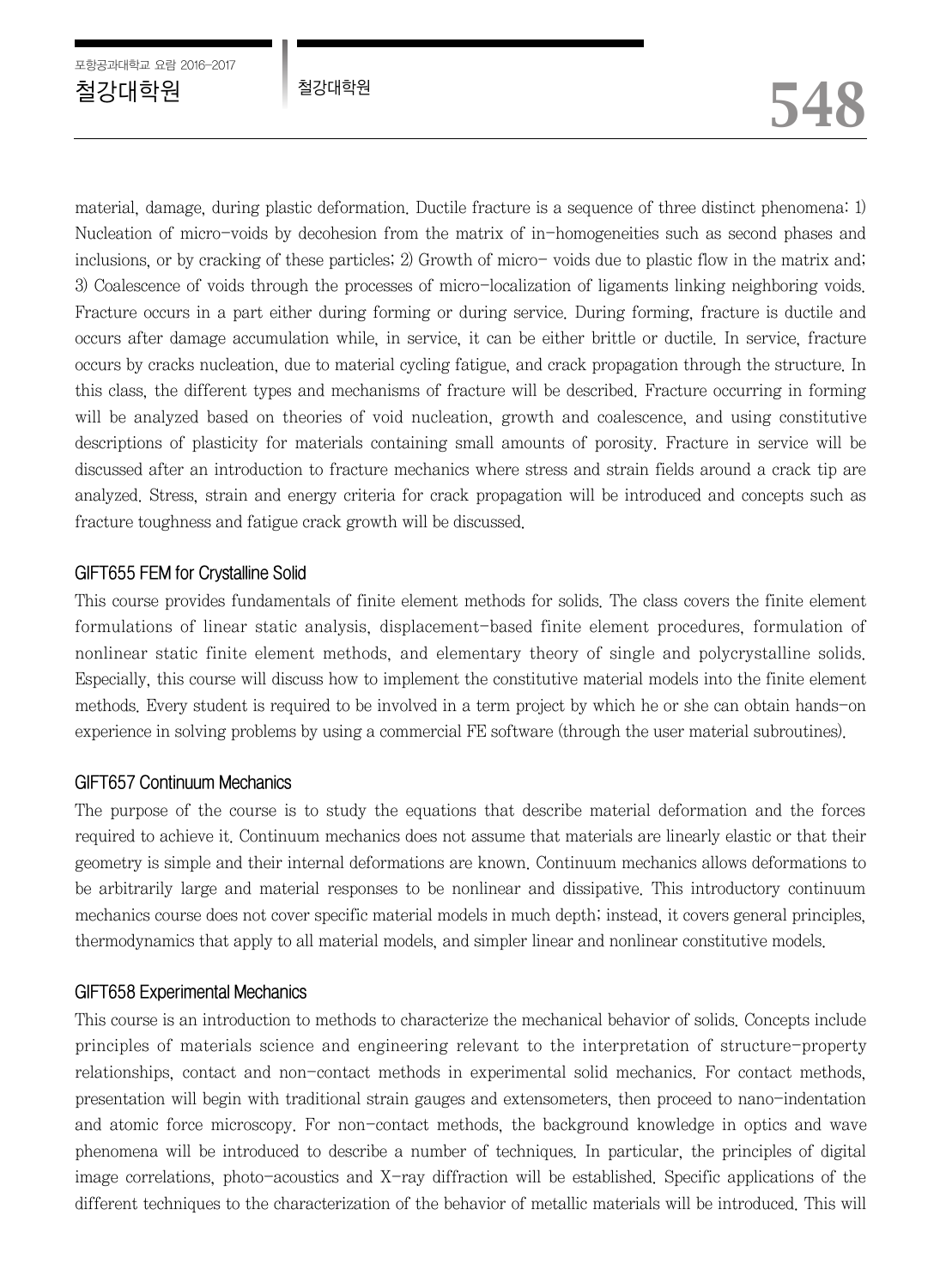material, damage, during plastic deformation. Ductile fracture is a sequence of three distinct phenomena: 1) Nucleation of micro-voids by decohesion from the matrix of in-homogeneities such as second phases and inclusions, or by cracking of these particles; 2) Growth of micro- voids due to plastic flow in the matrix and; 3) Coalescence of voids through the processes of micro-localization of ligaments linking neighboring voids. Fracture occurs in a part either during forming or during service. During forming, fracture is ductile and occurs after damage accumulation while, in service, it can be either brittle or ductile. In service, fracture occurs by cracks nucleation, due to material cycling fatigue, and crack propagation through the structure. In this class, the different types and mechanisms of fracture will be described. Fracture occurring in forming will be analyzed based on theories of void nucleation, growth and coalescence, and using constitutive descriptions of plasticity for materials containing small amounts of porosity. Fracture in service will be discussed after an introduction to fracture mechanics where stress and strain fields around a crack tip are analyzed. Stress, strain and energy criteria for crack propagation will be introduced and concepts such as fracture toughness and fatigue crack growth will be discussed.

### GIFT655 FEM for Crystalline Solid

This course provides fundamentals of finite element methods for solids. The class covers the finite element formulations of linear static analysis, displacement-based finite element procedures, formulation of nonlinear static finite element methods, and elementary theory of single and polycrystalline solids. Especially, this course will discuss how to implement the constitutive material models into the finite element methods. Every student is required to be involved in a term project by which he or she can obtain hands-on experience in solving problems by using a commercial FE software (through the user material subroutines).

### GIFT657 Continuum Mechanics

The purpose of the course is to study the equations that describe material deformation and the forces required to achieve it. Continuum mechanics does not assume that materials are linearly elastic or that their geometry is simple and their internal deformations are known. Continuum mechanics allows deformations to be arbitrarily large and material responses to be nonlinear and dissipative. This introductory continuum mechanics course does not cover specific material models in much depth; instead, it covers general principles, thermodynamics that apply to all material models, and simpler linear and nonlinear constitutive models.

### GIFT658 Experimental Mechanics

This course is an introduction to methods to characterize the mechanical behavior of solids. Concepts include principles of materials science and engineering relevant to the interpretation of structure-property relationships, contact and non-contact methods in experimental solid mechanics. For contact methods, presentation will begin with traditional strain gauges and extensometers, then proceed to nano-indentation and atomic force microscopy. For non-contact methods, the background knowledge in optics and wave phenomena will be introduced to describe a number of techniques. In particular, the principles of digital image correlations, photo-acoustics and X-ray diffraction will be established. Specific applications of the different techniques to the characterization of the behavior of metallic materials will be introduced. This will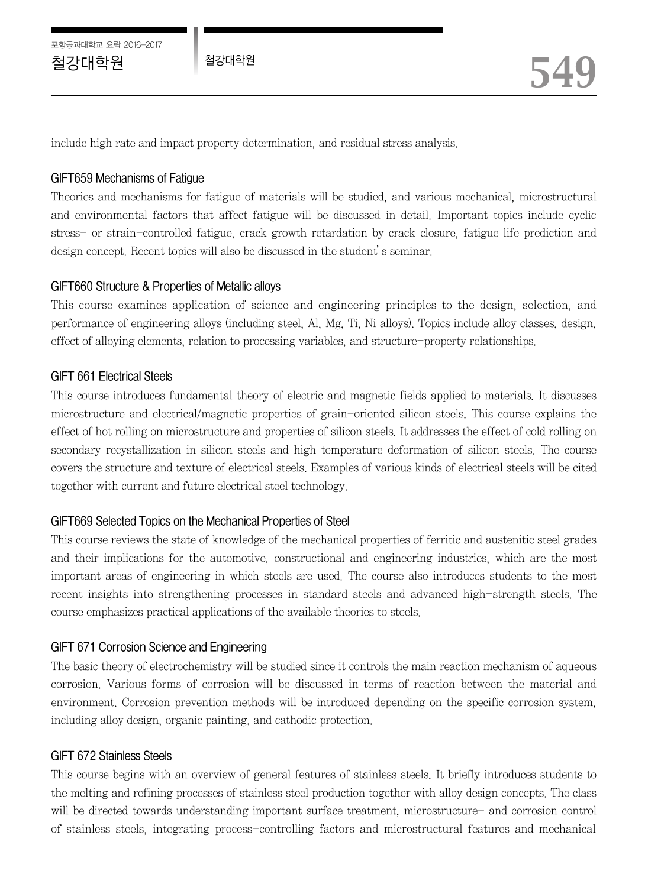include high rate and impact property determination, and residual stress analysis.

### GIFT659 Mechanisms of Fatigue

Theories and mechanisms for fatigue of materials will be studied, and various mechanical, microstructural and environmental factors that affect fatigue will be discussed in detail. Important topics include cyclic stress- or strain-controlled fatigue, crack growth retardation by crack closure, fatigue life prediction and design concept. Recent topics will also be discussed in the student's seminar.

### GIFT660 Structure & Properties of Metallic alloys

This course examines application of science and engineering principles to the design, selection, and performance of engineering alloys (including steel, Al, Mg, Ti, Ni alloys). Topics include alloy classes, design, effect of alloying elements, relation to processing variables, and structure-property relationships.

### GIFT 661 Electrical Steels

This course introduces fundamental theory of electric and magnetic fields applied to materials. It discusses microstructure and electrical/magnetic properties of grain-oriented silicon steels. This course explains the effect of hot rolling on microstructure and properties of silicon steels. It addresses the effect of cold rolling on secondary recystallization in silicon steels and high temperature deformation of silicon steels. The course covers the structure and texture of electrical steels. Examples of various kinds of electrical steels will be cited together with current and future electrical steel technology.

### GIFT669 Selected Topics on the Mechanical Properties of Steel

This course reviews the state of knowledge of the mechanical properties of ferritic and austenitic steel grades and their implications for the automotive, constructional and engineering industries, which are the most important areas of engineering in which steels are used. The course also introduces students to the most recent insights into strengthening processes in standard steels and advanced high-strength steels. The course emphasizes practical applications of the available theories to steels.

### GIFT 671 Corrosion Science and Engineering

The basic theory of electrochemistry will be studied since it controls the main reaction mechanism of aqueous corrosion. Various forms of corrosion will be discussed in terms of reaction between the material and environment. Corrosion prevention methods will be introduced depending on the specific corrosion system, including alloy design, organic painting, and cathodic protection.

### GIFT 672 Stainless Steels

This course begins with an overview of general features of stainless steels. It briefly introduces students to the melting and refining processes of stainless steel production together with alloy design concepts. The class will be directed towards understanding important surface treatment, microstructure- and corrosion control of stainless steels, integrating process-controlling factors and microstructural features and mechanical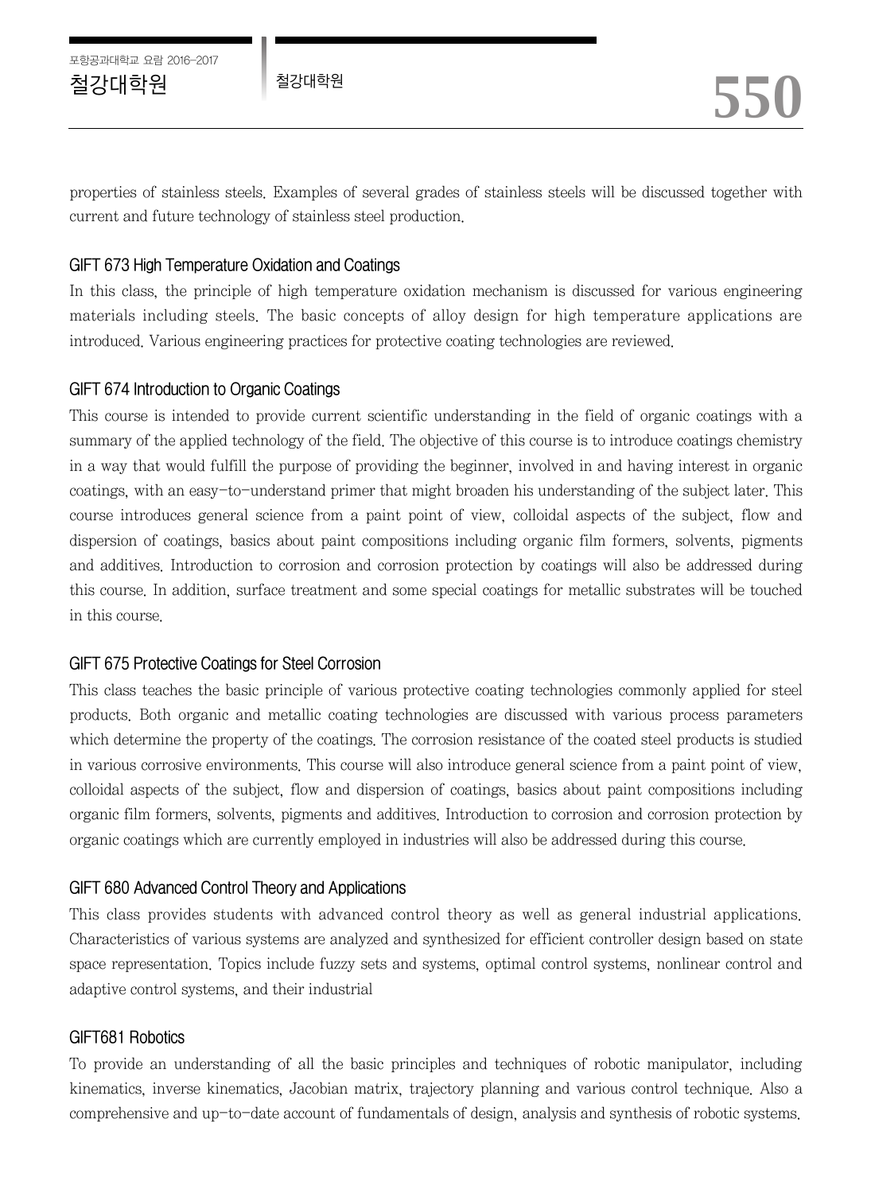properties of stainless steels. Examples of several grades of stainless steels will be discussed together with current and future technology of stainless steel production.

### GIFT 673 High Temperature Oxidation and Coatings

In this class, the principle of high temperature oxidation mechanism is discussed for various engineering materials including steels. The basic concepts of alloy design for high temperature applications are introduced. Various engineering practices for protective coating technologies are reviewed.

### GIFT 674 Introduction to Organic Coatings

This course is intended to provide current scientific understanding in the field of organic coatings with a summary of the applied technology of the field. The objective of this course is to introduce coatings chemistry in a way that would fulfill the purpose of providing the beginner, involved in and having interest in organic coatings, with an easy-to-understand primer that might broaden his understanding of the subject later. This course introduces general science from a paint point of view, colloidal aspects of the subject, flow and dispersion of coatings, basics about paint compositions including organic film formers, solvents, pigments and additives. Introduction to corrosion and corrosion protection by coatings will also be addressed during this course. In addition, surface treatment and some special coatings for metallic substrates will be touched in this course.

### GIFT 675 Protective Coatings for Steel Corrosion

This class teaches the basic principle of various protective coating technologies commonly applied for steel products. Both organic and metallic coating technologies are discussed with various process parameters which determine the property of the coatings. The corrosion resistance of the coated steel products is studied in various corrosive environments. This course will also introduce general science from a paint point of view, colloidal aspects of the subject, flow and dispersion of coatings, basics about paint compositions including organic film formers, solvents, pigments and additives. Introduction to corrosion and corrosion protection by organic coatings which are currently employed in industries will also be addressed during this course.

### GIFT 680 Advanced Control Theory and Applications

This class provides students with advanced control theory as well as general industrial applications. Characteristics of various systems are analyzed and synthesized for efficient controller design based on state space representation. Topics include fuzzy sets and systems, optimal control systems, nonlinear control and adaptive control systems, and their industrial

### GIFT681 Robotics

To provide an understanding of all the basic principles and techniques of robotic manipulator, including kinematics, inverse kinematics, Jacobian matrix, trajectory planning and various control technique. Also a comprehensive and up-to-date account of fundamentals of design, analysis and synthesis of robotic systems.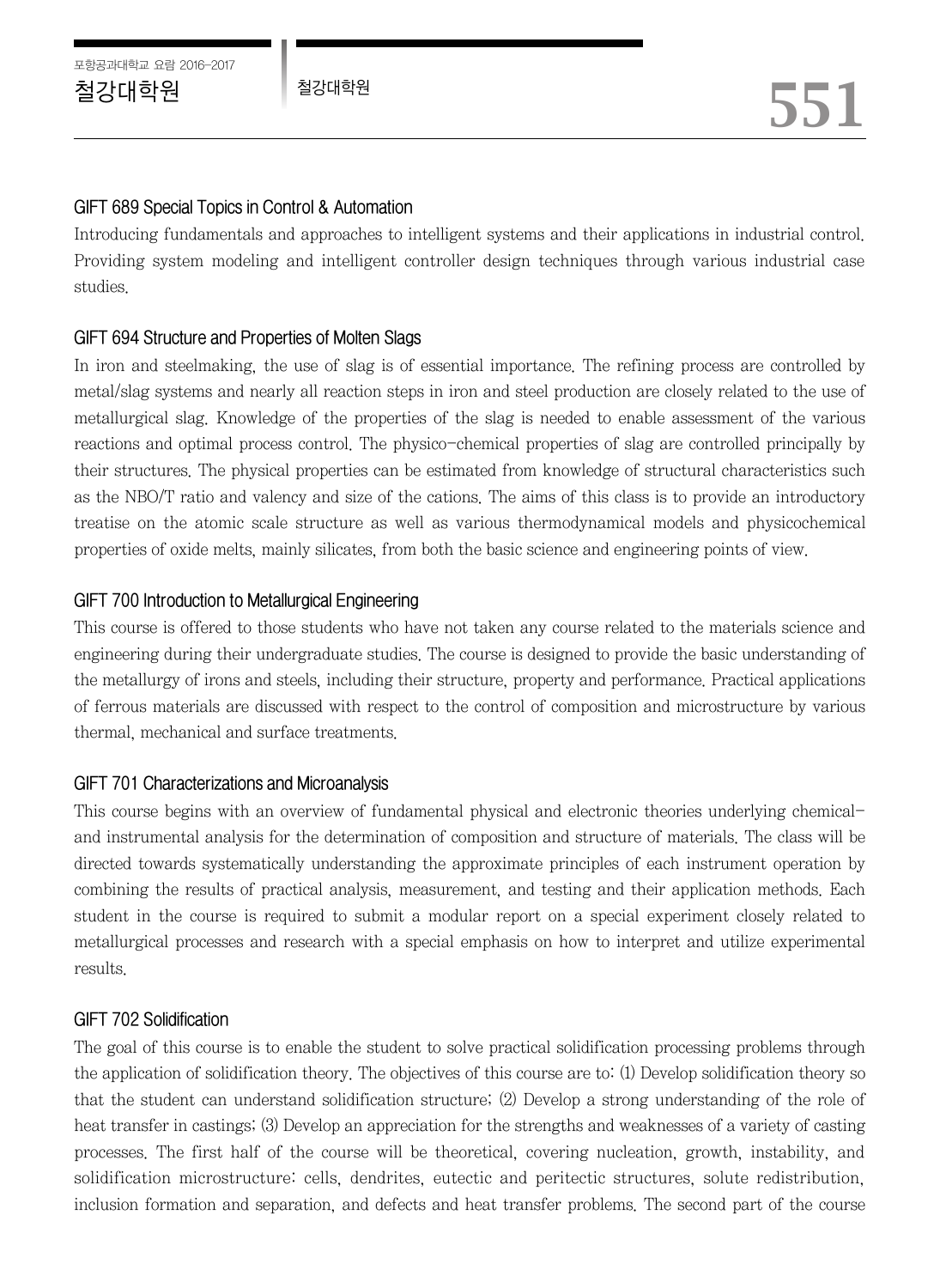### GIFT 689 Special Topics in Control & Automation

Introducing fundamentals and approaches to intelligent systems and their applications in industrial control. Providing system modeling and intelligent controller design techniques through various industrial case studies.

### GIFT 694 Structure and Properties of Molten Slags

In iron and steelmaking, the use of slag is of essential importance. The refining process are controlled by metal/slag systems and nearly all reaction steps in iron and steel production are closely related to the use of metallurgical slag. Knowledge of the properties of the slag is needed to enable assessment of the various reactions and optimal process control. The physico-chemical properties of slag are controlled principally by their structures. The physical properties can be estimated from knowledge of structural characteristics such as the NBO/T ratio and valency and size of the cations. The aims of this class is to provide an introductory treatise on the atomic scale structure as well as various thermodynamical models and physicochemical properties of oxide melts, mainly silicates, from both the basic science and engineering points of view.

### GIFT 700 Introduction to Metallurgical Engineering

This course is offered to those students who have not taken any course related to the materials science and engineering during their undergraduate studies. The course is designed to provide the basic understanding of the metallurgy of irons and steels, including their structure, property and performance. Practical applications of ferrous materials are discussed with respect to the control of composition and microstructure by various thermal, mechanical and surface treatments.

### GIFT 701 Characterizations and Microanalysis

This course begins with an overview of fundamental physical and electronic theories underlying chemical- and instrumental analysis for the determination of composition and structure of materials. The class will be directed towards systematically understanding the approximate principles of each instrument operation by combining the results of practical analysis, measurement, and testing and their application methods. Each student in the course is required to submit a modular report on a special experiment closely related to metallurgical processes and research with a special emphasis on how to interpret and utilize experimental results.

### GIFT 702 Solidification

The goal of this course is to enable the student to solve practical solidification processing problems through the application of solidification theory. The objectives of this course are to: (1) Develop solidification theory so that the student can understand solidification structure; (2) Develop a strong understanding of the role of heat transfer in castings; (3) Develop an appreciation for the strengths and weaknesses of a variety of casting processes. The first half of the course will be theoretical, covering nucleation, growth, instability, and solidification microstructure: cells, dendrites, eutectic and peritectic structures, solute redistribution, inclusion formation and separation, and defects and heat transfer problems. The second part of the course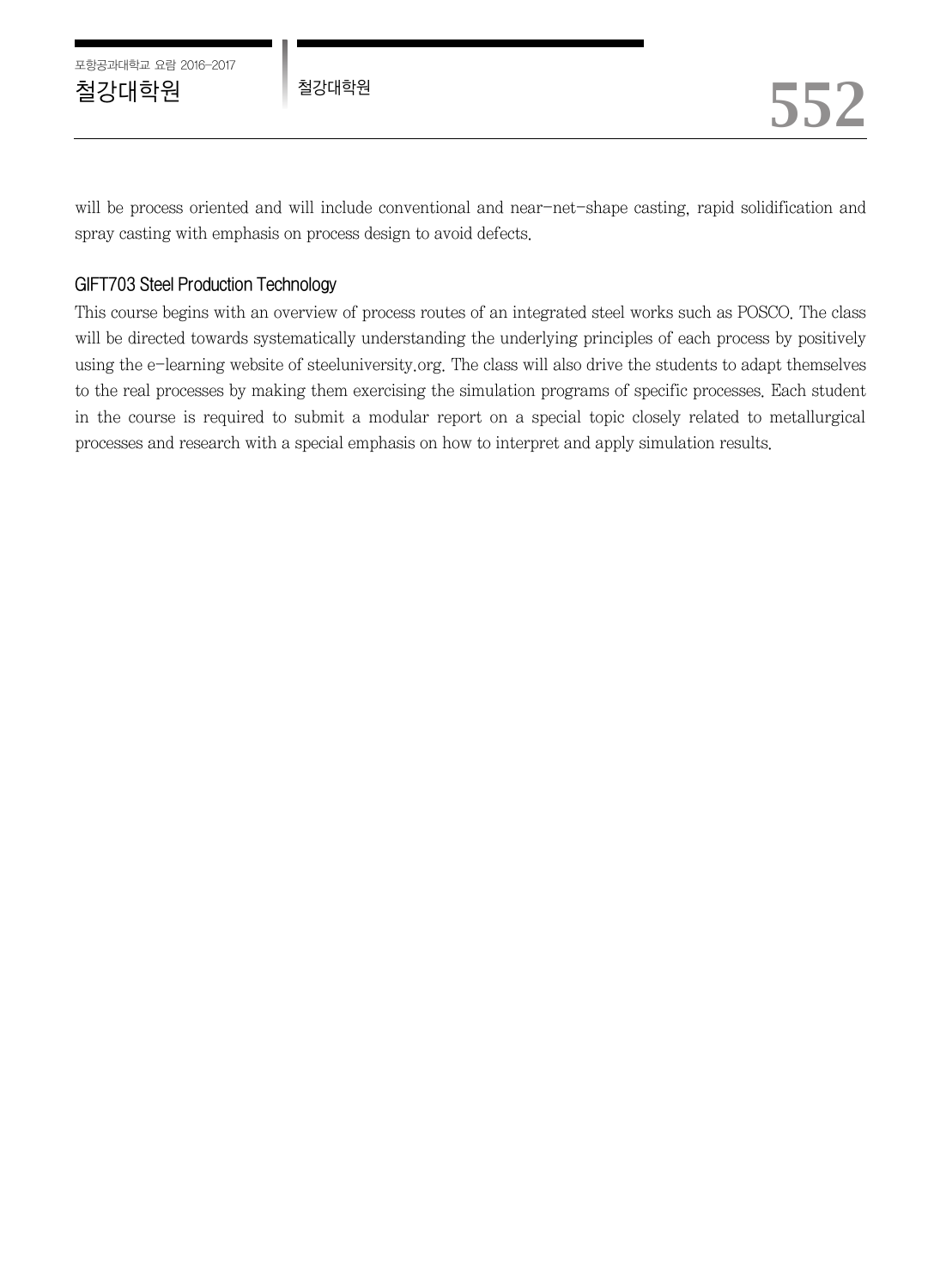will be process oriented and will include conventional and near-net-shape casting, rapid solidification and spray casting with emphasis on process design to avoid defects.

### GIFT703 Steel Production Technology

This course begins with an overview of process routes of an integrated steel works such as POSCO. The class will be directed towards systematically understanding the underlying principles of each process by positively using the e-learning website of steeluniversity.org. The class will also drive the students to adapt themselves to the real processes by making them exercising the simulation programs of specific processes. Each student in the course is required to submit a modular report on a special topic closely related to metallurgical processes and research with a special emphasis on how to interpret and apply simulation results.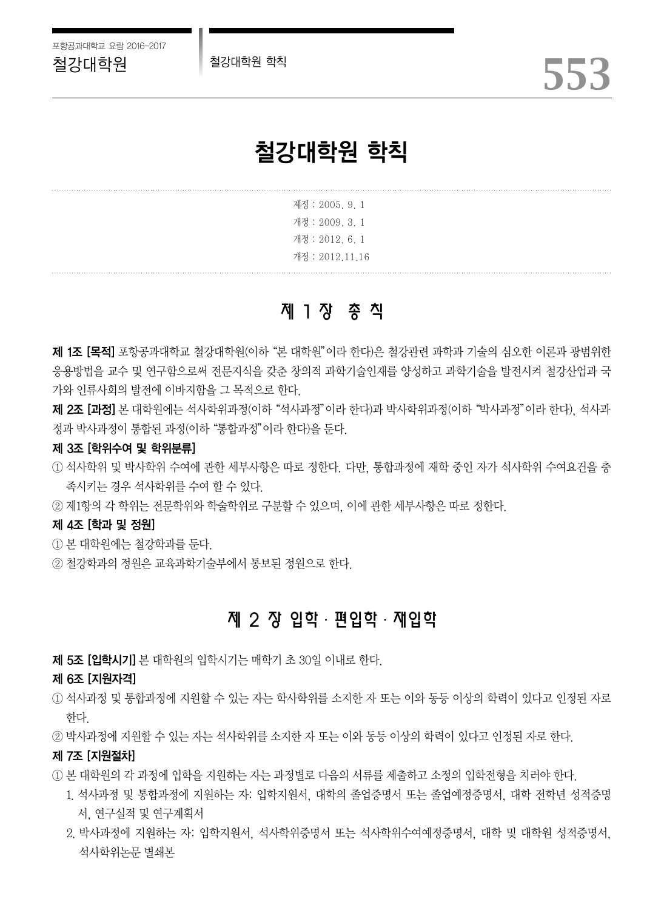# 철강대학원 학칙

제정 : 2005. 9. 1
개정 : 2009. 3. 1
개정 : 2012. 6. 1
개정 : 2012.11.16

## 제 1 장 총 칙

**제 1조 [목적]** 포항공과대학교 철강대학원(이하 "본 대학원"이라 한다)은 철강관련 과학과 기술의 심오한 이론과 광범위한 응용방법을 교수 및 연구함으로써 전문지식을 갖춘 창의적 과학기술인재를 양성하고 과학기술을 발전시켜 철강산업과 국가와 인류사회의 발전에 이바지함을 그 목적으로 한다.

**제 2조 [과정]** 본 대학원에는 석사학위과정(이하 "석사과정"이라 한다)과 박사학위과정(이하 "박사과정"이라 한다), 석사과정과 박사과정이 통합된 과정(이하 "통합과정"이라 한다)을 둔다.

**제 3조 [학위수여 및 학위분류]**

① 석사학위 및 박사학위 수여에 관한 세부사항은 따로 정한다. 다만, 통합과정에 재학 중인 자가 석사학위 수여요건을 충족시키는 경우 석사학위를 수여 할 수 있다.

② 제1항의 각 학위는 전문학위와 학술학위로 구분할 수 있으며, 이에 관한 세부사항은 따로 정한다.

**제 4조 [학과 및 정원]**

① 본 대학원에는 철강학과를 둔다.

② 철강학과의 정원은 교육과학기술부에서 통보된 정원으로 한다.

## 제 2 장 입학 · 편입학 · 재입학

**제 5조 [입학시기]** 본 대학원의 입학시기는 매학기 초 30일 이내로 한다.

**제 6조 [지원자격]**

① 석사과정 및 통합과정에 지원할 수 있는 자는 학사학위를 소지한 자 또는 이와 동등 이상의 학력이 있다고 인정된 자로 한다.

② 박사과정에 지원할 수 있는 자는 석사학위를 소지한 자 또는 이와 동등 이상의 학력이 있다고 인정된 자로 한다.

**제 7조 [지원절차]**

① 본 대학원의 각 과정에 입학을 지원하는 자는 과정별로 다음의 서류를 제출하고 소정의 입학전형을 치러야 한다.

1. 석사과정 및 통합과정에 지원하는 자: 입학지원서, 대학의 졸업증명서 또는 졸업예정증명서, 대학 전학년 성적증명서, 연구실적 및 연구계획서
2. 박사과정에 지원하는 자: 입학지원서, 석사학위증명서 또는 석사학위수여예정증명서, 대학 및 대학원 성적증명서, 석사학위논문 별쇄본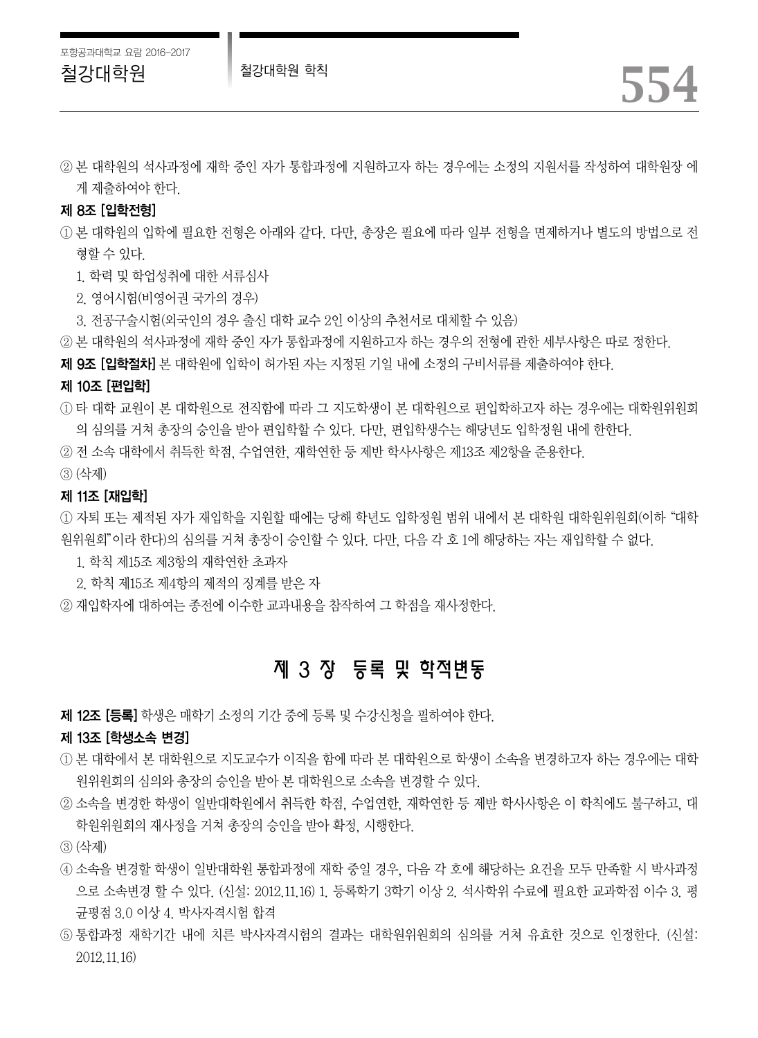② 본 대학원의 석사과정에 재학 중인 자가 통합과정에 지원하고자 하는 경우에는 소정의 지원서를 작성하여 대학원장 에게 제출하여야 한다.

**제 8조 [입학전형]**

① 본 대학원의 입학에 필요한 전형은 아래와 같다. 다만, 총장은 필요에 따라 일부 전형을 면제하거나 별도의 방법으로 전형할 수 있다.

1. 학력 및 학업성취에 대한 서류심사
2. 영어시험(비영어권 국가의 경우)
3. 전공구술시험(외국인의 경우 출신 대학 교수 2인 이상의 추천서로 대체할 수 있음)

② 본 대학원의 석사과정에 재학 중인 자가 통합과정에 지원하고자 하는 경우의 전형에 관한 세부사항은 따로 정한다.

**제 9조 [입학절차]** 본 대학원에 입학이 허가된 자는 지정된 기일 내에 소정의 구비서류를 제출하여야 한다.

**제 10조 [편입학]**

① 타 대학 교원이 본 대학원으로 전직함에 따라 그 지도학생이 본 대학원으로 편입학하고자 하는 경우에는 대학원위원회의 심의를 거쳐 총장의 승인을 받아 편입학할 수 있다. 다만, 편입학생수는 해당년도 입학정원 내에 한한다.

② 전 소속 대학에서 취득한 학점, 수업연한, 재학연한 등 제반 학사사항은 제13조 제2항을 준용한다.

③ (삭제)

**제 11조 [재입학]**

① 자퇴 또는 제적된 자가 재입학을 지원할 때에는 당해 학년도 입학정원 범위 내에서 본 대학원 대학원위원회(이하 "대학원위원회"이라 한다)의 심의를 거쳐 총장이 승인할 수 있다. 다만, 다음 각 호 1에 해당하는 자는 재입학할 수 없다.

1. 학칙 제15조 제3항의 재학연한 초과자
2. 학칙 제15조 제4항의 제적의 징계를 받은 자

② 재입학자에 대하여는 종전에 이수한 교과내용을 참작하여 그 학점을 재사정한다.

## 제 3 장 등록 및 학적변동

**제 12조 [등록]** 학생은 매학기 소정의 기간 중에 등록 및 수강신청을 필하여야 한다.

**제 13조 [학생소속 변경]**

① 본 대학에서 본 대학원으로 지도교수가 이직을 함에 따라 본 대학원으로 학생이 소속을 변경하고자 하는 경우에는 대학원위원회의 심의와 총장의 승인을 받아 본 대학원으로 소속을 변경할 수 있다.

② 소속을 변경한 학생이 일반대학원에서 취득한 학점, 수업연한, 재학연한 등 제반 학사사항은 이 학칙에도 불구하고, 대학원위원회의 재사정을 거쳐 총장의 승인을 받아 확정, 시행한다.

③ (삭제)

④ 소속을 변경할 학생이 일반대학원 통합과정에 재학 중일 경우, 다음 각 호에 해당하는 요건을 모두 만족할 시 박사과정으로 소속변경 할 수 있다. (신설: 2012.11.16) 1. 등록학기 3학기 이상 2. 석사학위 수료에 필요한 교과학점 이수 3. 평균평점 3.0 이상 4. 박사자격시험 합격

⑤ 통합과정 재학기간 내에 치른 박사자격시험의 결과는 대학원위원회의 심의를 거쳐 유효한 것으로 인정한다. (신설: 2012.11.16)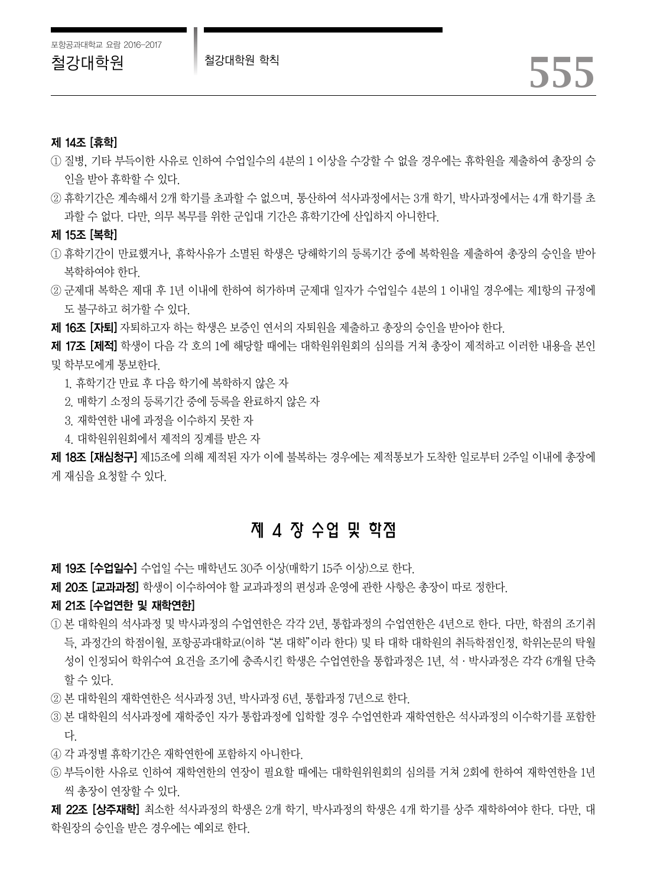**제 14조 [휴학]**

① 질병, 기타 부득이한 사유로 인하여 수업일수의 4분의 1 이상을 수강할 수 없을 경우에는 휴학원을 제출하여 총장의 승인을 받아 휴학할 수 있다.

② 휴학기간은 계속해서 2개 학기를 초과할 수 없으며, 통산하여 석사과정에서는 3개 학기, 박사과정에서는 4개 학기를 초과할 수 없다. 다만, 의무 복무를 위한 군입대 기간은 휴학기간에 산입하지 아니한다.

**제 15조 [복학]**

① 휴학기간이 만료했거나, 휴학사유가 소멸된 학생은 당해학기의 등록기간 중에 복학원을 제출하여 총장의 승인을 받아 복학하여야 한다.

② 군제대 복학은 제대 후 1년 이내에 한하여 허가하며 군제대 일자가 수업일수 4분의 1 이내일 경우에는 제1항의 규정에도 불구하고 허가할 수 있다.

**제 16조 [자퇴]** 자퇴하고자 하는 학생은 보증인 연서의 자퇴원을 제출하고 총장의 승인을 받아야 한다.

**제 17조 [제적]** 학생이 다음 각 호의 1에 해당할 때에는 대학원위원회의 심의를 거쳐 총장이 제적하고 이러한 내용을 본인 및 학부모에게 통보한다.

1. 휴학기간 만료 후 다음 학기에 복학하지 않은 자
2. 매학기 소정의 등록기간 중에 등록을 완료하지 않은 자
3. 재학연한 내에 과정을 이수하지 못한 자
4. 대학원위원회에서 제적의 징계를 받은 자

**제 18조 [재심청구]** 제15조에 의해 제적된 자가 이에 불복하는 경우에는 제적통보가 도착한 일로부터 2주일 이내에 총장에게 재심을 요청할 수 있다.

## 제 4 장 수업 및 학점

**제 19조 [수업일수]** 수업일 수는 매학년도 30주 이상(매학기 15주 이상)으로 한다.

**제 20조 [교과과정]** 학생이 이수하여야 할 교과과정의 편성과 운영에 관한 사항은 총장이 따로 정한다.

**제 21조 [수업연한 및 재학연한]**

① 본 대학원의 석사과정 및 박사과정의 수업연한은 각각 2년, 통합과정의 수업연한은 4년으로 한다. 다만, 학점의 조기취득, 과정간의 학점이월, 포항공과대학교(이하 "본 대학"이라 한다) 및 타 대학 대학원의 취득학점인정, 학위논문의 탁월성이 인정되어 학위수여 요건을 조기에 충족시킨 학생은 수업연한을 통합과정은 1년, 석ㆍ박사과정은 각각 6개월 단축할 수 있다.

② 본 대학원의 재학연한은 석사과정 3년, 박사과정 6년, 통합과정 7년으로 한다.

③ 본 대학원의 석사과정에 재학중인 자가 통합과정에 입학할 경우 수업연한과 재학연한은 석사과정의 이수학기를 포함한다.

④ 각 과정별 휴학기간은 재학연한에 포함하지 아니한다.

⑤ 부득이한 사유로 인하여 재학연한의 연장이 필요할 때에는 대학원위원회의 심의를 거쳐 2회에 한하여 재학연한을 1년씩 총장이 연장할 수 있다.

**제 22조 [상주재학]** 최소한 석사과정의 학생은 2개 학기, 박사과정의 학생은 4개 학기를 상주 재학하여야 한다. 다만, 대학원장의 승인을 받은 경우에는 예외로 한다.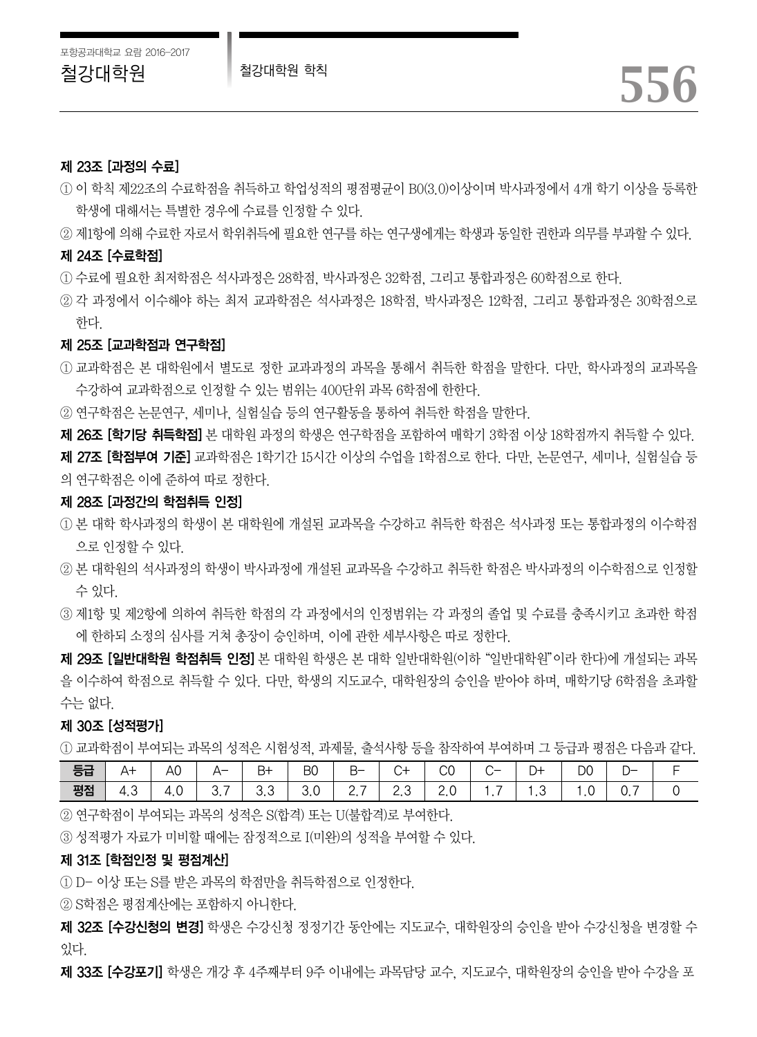**제 23조 [과정의 수료]**

① 이 학칙 제22조의 수료학점을 취득하고 학업성적의 평점평균이 B0(3.0)이상이며 박사과정에서 4개 학기 이상을 등록한 학생에 대해서는 특별한 경우에 수료를 인정할 수 있다.

② 제1항에 의해 수료한 자로서 학위취득에 필요한 연구를 하는 연구생에게는 학생과 동일한 권한과 의무를 부과할 수 있다.

**제 24조 [수료학점]**

① 수료에 필요한 최저학점은 석사과정은 28학점, 박사과정은 32학점, 그리고 통합과정은 60학점으로 한다.

② 각 과정에서 이수해야 하는 최저 교과학점은 석사과정은 18학점, 박사과정은 12학점, 그리고 통합과정은 30학점으로 한다.

**제 25조 [교과학점과 연구학점]**

① 교과학점은 본 대학원에서 별도로 정한 교과과정의 과목을 통해서 취득한 학점을 말한다. 다만, 학사과정의 교과목을 수강하여 교과학점으로 인정할 수 있는 범위는 400단위 과목 6학점에 한한다.

② 연구학점은 논문연구, 세미나, 실험실습 등의 연구활동을 통하여 취득한 학점을 말한다.

**제 26조 [학기당 취득학점]** 본 대학원 과정의 학생은 연구학점을 포함하여 매학기 3학점 이상 18학점까지 취득할 수 있다.

**제 27조 [학점부여 기준]** 교과학점은 1학기간 15시간 이상의 수업을 1학점으로 한다. 다만, 논문연구, 세미나, 실험실습 등의 연구학점은 이에 준하여 따로 정한다.

**제 28조 [과정간의 학점취득 인정]**

① 본 대학 학사과정의 학생이 본 대학원에 개설된 교과목을 수강하고 취득한 학점은 석사과정 또는 통합과정의 이수학점으로 인정할 수 있다.

② 본 대학원의 석사과정의 학생이 박사과정에 개설된 교과목을 수강하고 취득한 학점은 박사과정의 이수학점으로 인정할 수 있다.

③ 제1항 및 제2항에 의하여 취득한 학점의 각 과정에서의 인정범위는 각 과정의 졸업 및 수료를 충족시키고 초과한 학점에 한하되 소정의 심사를 거쳐 총장이 승인하며, 이에 관한 세부사항은 따로 정한다.

**제 29조 [일반대학원 학점취득 인정]** 본 대학원 학생은 본 대학 일반대학원(이하 "일반대학원"이라 한다)에 개설되는 과목을 이수하여 학점으로 취득할 수 있다. 다만, 학생의 지도교수, 대학원장의 승인을 받아야 하며, 매학기당 6학점을 초과할 수는 없다.

**제 30조 [성적평가]**

① 교과학점이 부여되는 과목의 성적은 시험성적, 과제물, 출석사항 등을 참작하여 부여하며 그 등급과 평점은 다음과 같다.

| 등급 | A+ | A0 | A– | B+ | B0 | B– | C+ | C0 | C– | D+ | D0 | D– | F |
|---|---|---|---|---|---|---|---|---|---|---|---|---|---|
| 평점 | 4.3 | 4.0 | 3.7 | 3.3 | 3.0 | 2.7 | 2.3 | 2.0 | 1.7 | 1.3 | 1.0 | 0.7 | 0 |

② 연구학점이 부여되는 과목의 성적은 S(합격) 또는 U(불합격)로 부여한다.

③ 성적평가 자료가 미비할 때에는 잠정적으로 I(미완)의 성적을 부여할 수 있다.

**제 31조 [학점인정 및 평점계산]**

① D– 이상 또는 S를 받은 과목의 학점만을 취득학점으로 인정한다.

② S학점은 평점계산에는 포함하지 아니한다.

**제 32조 [수강신청의 변경]** 학생은 수강신청 정정기간 동안에는 지도교수, 대학원장의 승인을 받아 수강신청을 변경할 수 있다.

**제 33조 [수강포기]** 학생은 개강 후 4주째부터 9주 이내에는 과목담당 교수, 지도교수, 대학원장의 승인을 받아 수강을 포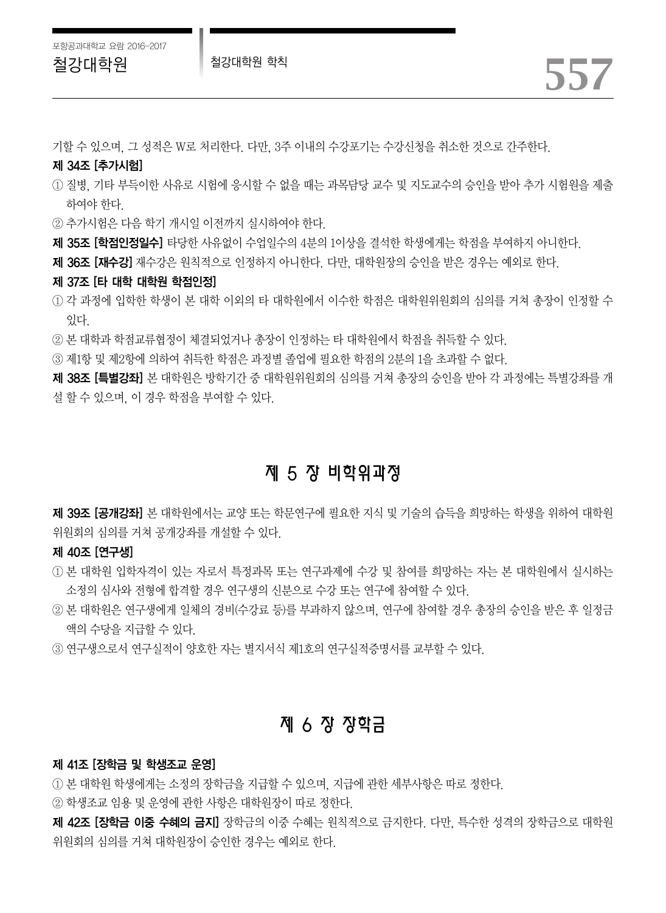기할 수 있으며, 그 성적은 W로 처리한다. 다만, 3주 이내의 수강포기는 수강신청을 취소한 것으로 간주한다.

**제 34조 [추가시험]**

① 질병, 기타 부득이한 사유로 시험에 응시할 수 없을 때는 과목담당 교수 및 지도교수의 승인을 받아 추가 시험원을 제출하여야 한다.

② 추가시험은 다음 학기 개시일 이전까지 실시하여야 한다.

**제 35조 [학점인정일수]** 타당한 사유없이 수업일수의 4분의 1이상을 결석한 학생에게는 학점을 부여하지 아니한다.

**제 36조 [재수강]** 재수강은 원칙적으로 인정하지 아니한다. 다만, 대학원장의 승인을 받은 경우는 예외로 한다.

**제 37조 [타 대학 대학원 학점인정]**

① 각 과정에 입학한 학생이 본 대학 이외의 타 대학원에서 이수한 학점은 대학원위원회의 심의를 거쳐 총장이 인정할 수 있다.

② 본 대학과 학점교류협정이 체결되었거나 총장이 인정하는 타 대학원에서 학점을 취득할 수 있다.

③ 제1항 및 제2항에 의하여 취득한 학점은 과정별 졸업에 필요한 학점의 2분의 1을 초과할 수 없다.

**제 38조 [특별강좌]** 본 대학원은 방학기간 중 대학원위원회의 심의를 거쳐 총장의 승인을 받아 각 과정에는 특별강좌를 개설 할 수 있으며, 이 경우 학점을 부여할 수 있다.

## 제 5 장 비학위과정

**제 39조 [공개강좌]** 본 대학원에서는 교양 또는 학문연구에 필요한 지식 및 기술의 습득을 희망하는 학생을 위하여 대학원위원회의 심의를 거쳐 공개강좌를 개설할 수 있다.

**제 40조 [연구생]**

① 본 대학원 입학자격이 있는 자로서 특정과목 또는 연구과제에 수강 및 참여를 희망하는 자는 본 대학원에서 실시하는 소정의 심사와 전형에 합격할 경우 연구생의 신분으로 수강 또는 연구에 참여할 수 있다.

② 본 대학원은 연구생에게 일체의 경비(수강료 등)를 부과하지 않으며, 연구에 참여할 경우 총장의 승인을 받은 후 일정금액의 수당을 지급할 수 있다.

③ 연구생으로서 연구실적이 양호한 자는 별지서식 제1호의 연구실적증명서를 교부할 수 있다.

## 제 6 장 장학금

**제 41조 [장학금 및 학생조교 운영]**

① 본 대학원 학생에게는 소정의 장학금을 지급할 수 있으며, 지급에 관한 세부사항은 따로 정한다.

② 학생조교 임용 및 운영에 관한 사항은 대학원장이 따로 정한다.

**제 42조 [장학금 이중 수혜의 금지]** 장학금의 이중 수혜는 원칙적으로 금지한다. 다만, 특수한 성격의 장학금으로 대학원위원회의 심의를 거쳐 대학원장이 승인한 경우는 예외로 한다.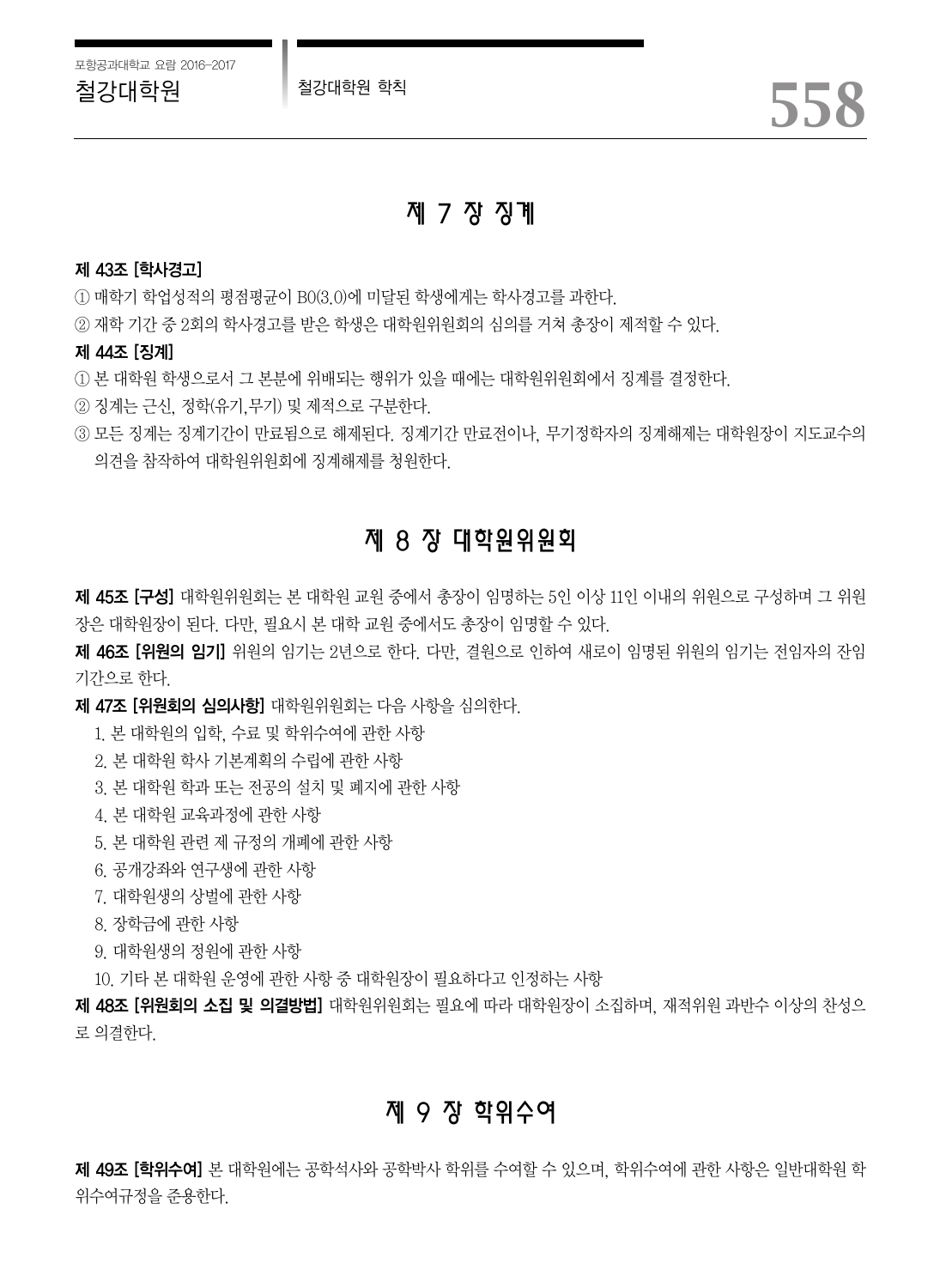## 제 7 장 징계

**제 43조 [학사경고]**

① 매학기 학업성적의 평점평균이 B0(3.0)에 미달된 학생에게는 학사경고를 과한다.

② 재학 기간 중 2회의 학사경고를 받은 학생은 대학원위원회의 심의를 거쳐 총장이 제적할 수 있다.

**제 44조 [징계]**

① 본 대학원 학생으로서 그 본분에 위배되는 행위가 있을 때에는 대학원위원회에서 징계를 결정한다.

② 징계는 근신, 정학(유기,무기) 및 제적으로 구분한다.

③ 모든 징계는 징계기간이 만료됨으로 해제된다. 징계기간 만료전이나, 무기정학자의 징계해제는 대학원장이 지도교수의 의견을 참작하여 대학원위원회에 징계해제를 청원한다.

## 제 8 장 대학원위원회

**제 45조 [구성]** 대학원위원회는 본 대학원 교원 중에서 총장이 임명하는 5인 이상 11인 이내의 위원으로 구성하며 그 위원장은 대학원장이 된다. 다만, 필요시 본 대학 교원 중에서도 총장이 임명할 수 있다.

**제 46조 [위원의 임기]** 위원의 임기는 2년으로 한다. 다만, 결원으로 인하여 새로이 임명된 위원의 임기는 전임자의 잔임기간으로 한다.

**제 47조 [위원회의 심의사항]** 대학원위원회는 다음 사항을 심의한다.

1. 본 대학원의 입학, 수료 및 학위수여에 관한 사항
2. 본 대학원 학사 기본계획의 수립에 관한 사항
3. 본 대학원 학과 또는 전공의 설치 및 폐지에 관한 사항
4. 본 대학원 교육과정에 관한 사항
5. 본 대학원 관련 제 규정의 개폐에 관한 사항
6. 공개강좌와 연구생에 관한 사항
7. 대학원생의 상벌에 관한 사항
8. 장학금에 관한 사항
9. 대학원생의 정원에 관한 사항
10. 기타 본 대학원 운영에 관한 사항 중 대학원장이 필요하다고 인정하는 사항

**제 48조 [위원회의 소집 및 의결방법]** 대학원위원회는 필요에 따라 대학원장이 소집하며, 재적위원 과반수 이상의 찬성으로 의결한다.

## 제 9 장 학위수여

**제 49조 [학위수여]** 본 대학원에는 공학석사와 공학박사 학위를 수여할 수 있으며, 학위수여에 관한 사항은 일반대학원 학위수여규정을 준용한다.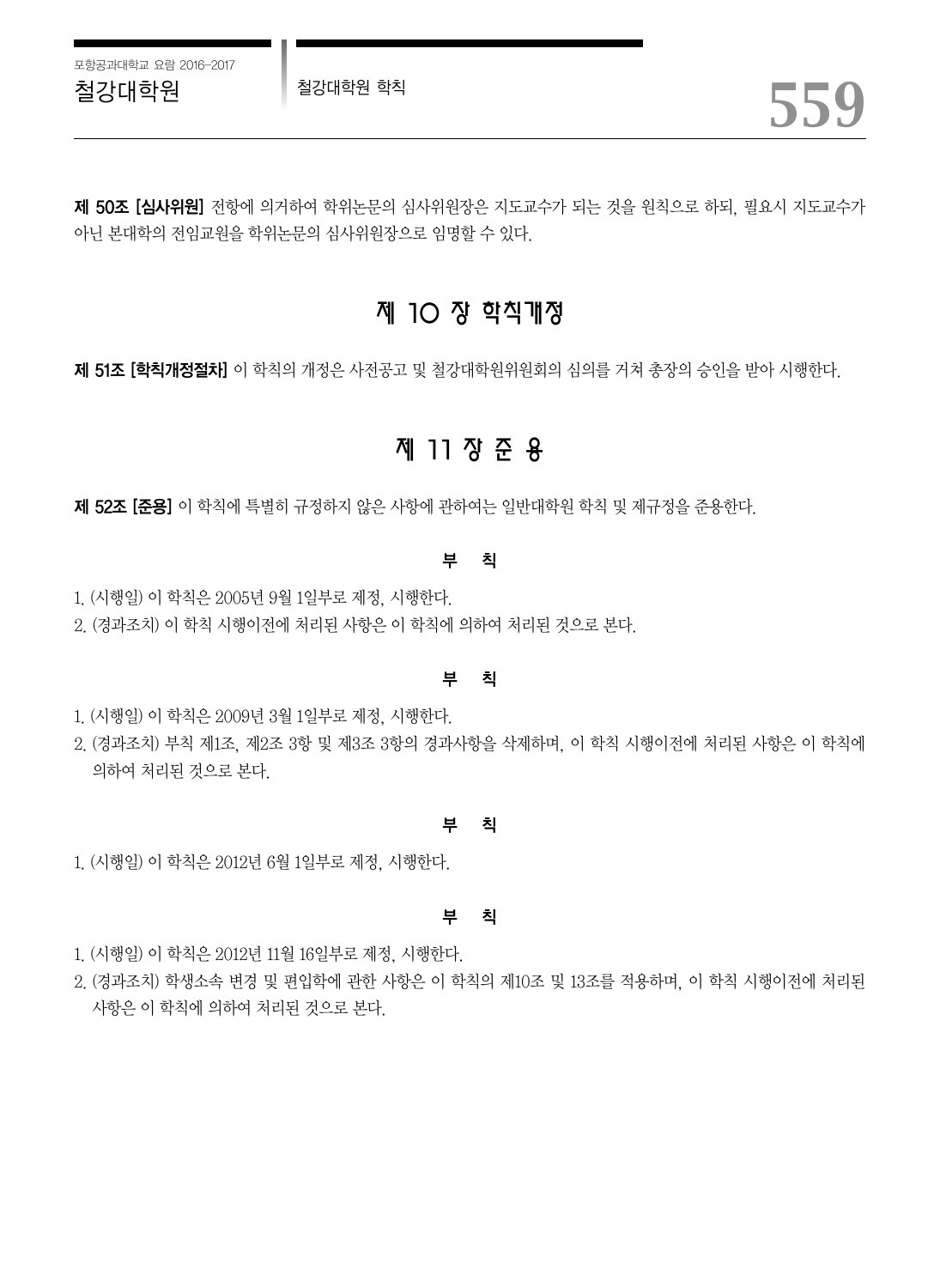**제 50조 [심사위원]** 전항에 의거하여 학위논문의 심사위원장은 지도교수가 되는 것을 원칙으로 하되, 필요시 지도교수가 아닌 본대학의 전임교원을 학위논문의 심사위원장으로 임명할 수 있다.

## 제 10 장 학칙개정

**제 51조 [학칙개정절차]** 이 학칙의 개정은 사전공고 및 철강대학원위원회의 심의를 거쳐 총장의 승인을 받아 시행한다.

## 제 11 장 준 용

**제 52조 [준용]** 이 학칙에 특별히 규정하지 않은 사항에 관하여는 일반대학원 학칙 및 제규정을 준용한다.

### 부 칙

1. (시행일) 이 학칙은 2005년 9월 1일부로 제정, 시행한다.
2. (경과조치) 이 학칙 시행이전에 처리된 사항은 이 학칙에 의하여 처리된 것으로 본다.

### 부 칙

1. (시행일) 이 학칙은 2009년 3월 1일부로 제정, 시행한다.
2. (경과조치) 부칙 제1조, 제2조 3항 및 제3조 3항의 경과사항을 삭제하며, 이 학칙 시행이전에 처리된 사항은 이 학칙에 의하여 처리된 것으로 본다.

### 부 칙

1. (시행일) 이 학칙은 2012년 6월 1일부로 제정, 시행한다.

### 부 칙

1. (시행일) 이 학칙은 2012년 11월 16일부로 제정, 시행한다.
2. (경과조치) 학생소속 변경 및 편입학에 관한 사항은 이 학칙의 제10조 및 13조를 적용하며, 이 학칙 시행이전에 처리된 사항은 이 학칙에 의하여 처리된 것으로 본다.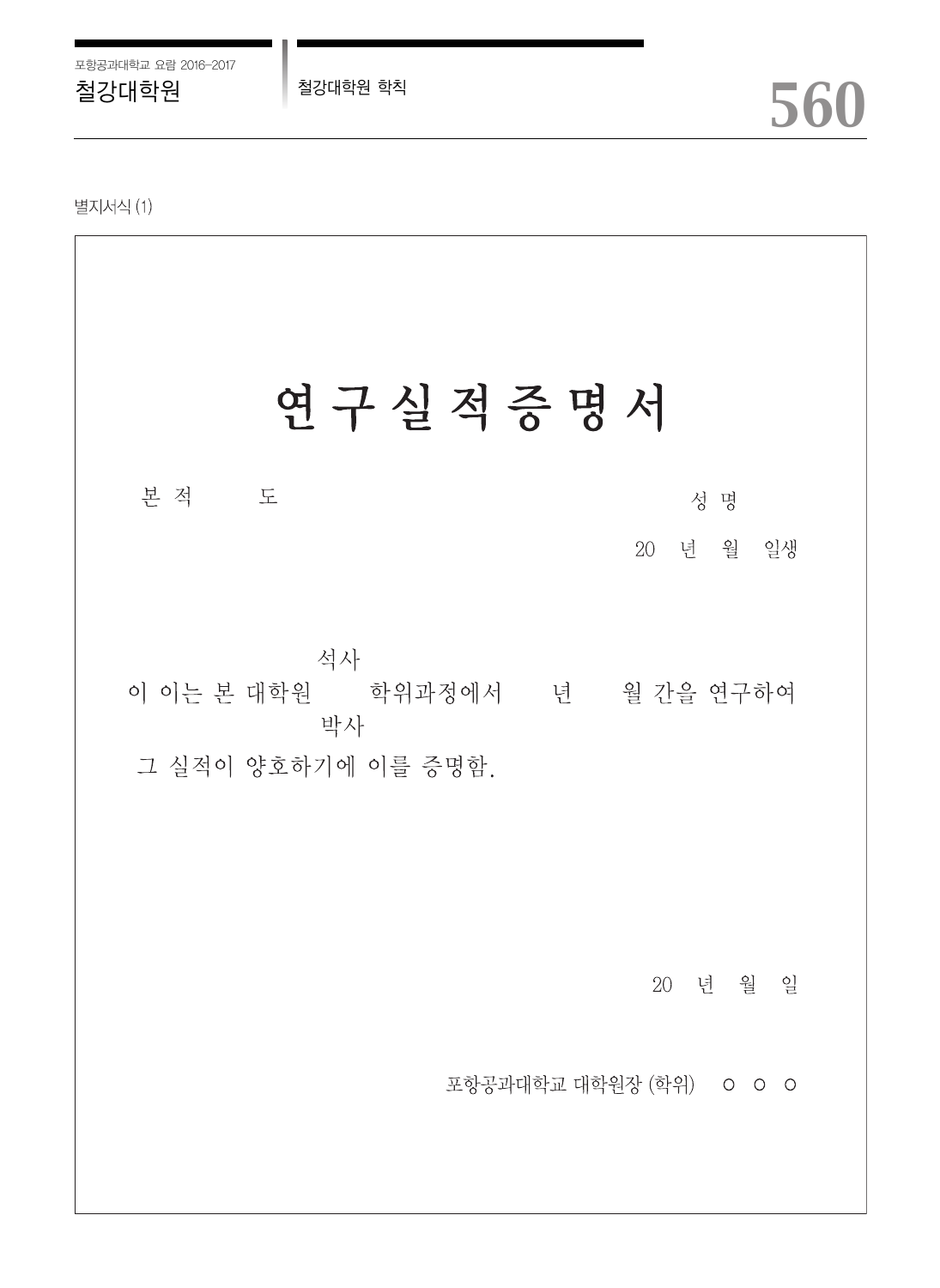별지서식 (1)

# 연 구 실 적 증 명 서

본 적　　　도　　　　　　　　　　　　　　　　　　　　　성 명

20　년　월　일생

　　　　　　　석사
이 이는 본 대학원　　학위과정에서　　년　　월 간을 연구하여
　　　　　　　박사
그 실적이 양호하기에 이를 증명함.

20　년　월　일

포항공과대학교 대학원장 (학위)　○ ○ ○